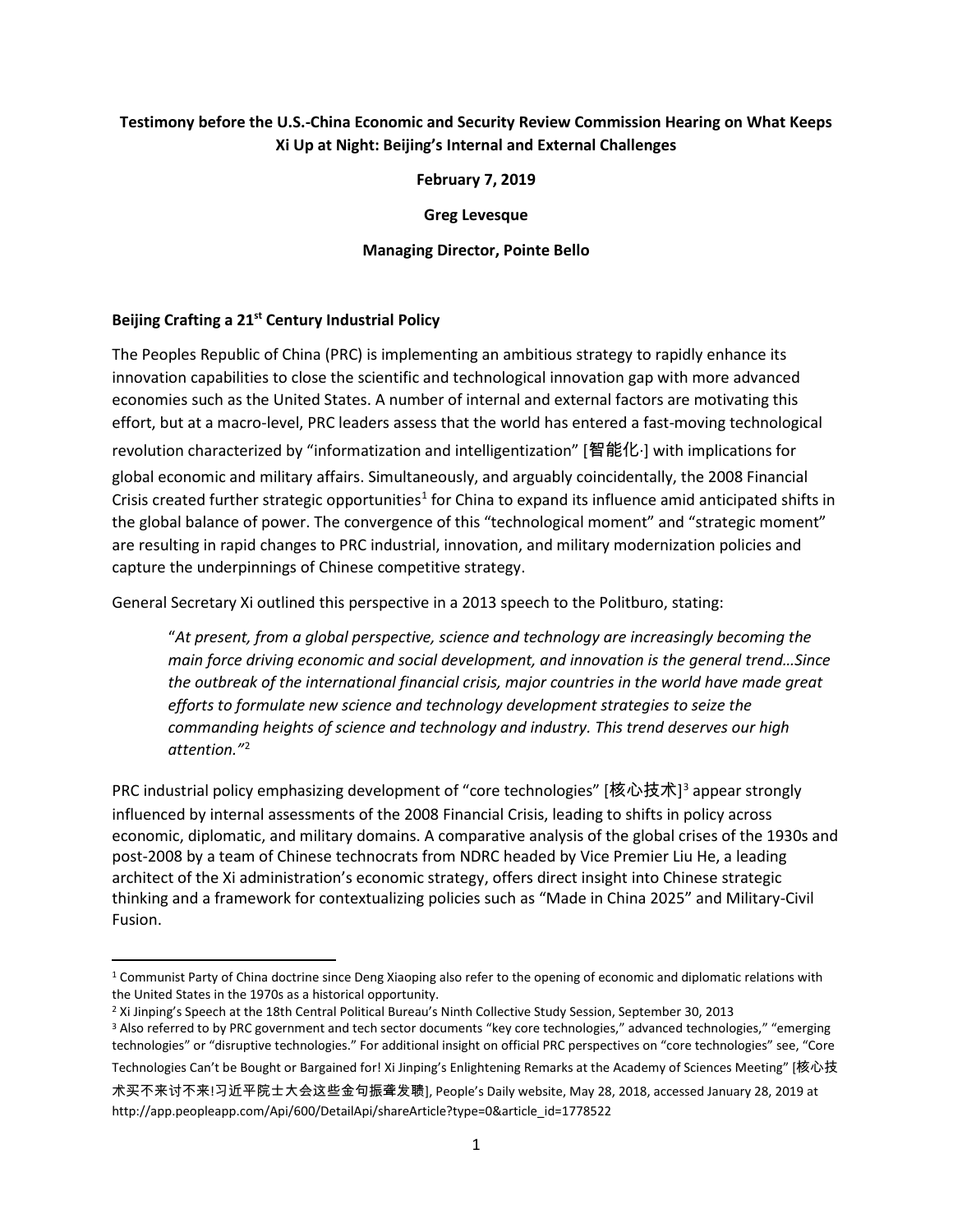**Testimony before the U.S.-China Economic and Security Review Commission Hearing on What Keeps Xi Up at Night: Beijing's Internal and External Challenges**

**February 7, 2019**

**Greg Levesque**

**Managing Director, Pointe Bello**

## Beijing Crafting a 21st Century Industrial Policy

The Peoples Republic of China (PRC) is implementing an ambitious strategy to rapidly enhance its innovation capabilities to close the scientific and technological innovation gap with more advanced economies such as the United States. A number of internal and external factors are motivating this effort, but at a macro-level, PRC leaders assess that the world has entered a fast-moving technological revolution characterized by "informatization and intelligentization" [智能化·] with implications for global economic and military affairs. Simultaneously, and arguably coincidentally, the 2008 Financial Crisis created further strategic opportunities[1] for China to expand its influence amid anticipated shifts in the global balance of power. The convergence of this "technological moment" and "strategic moment" are resulting in rapid changes to PRC industrial, innovation, and military modernization policies and capture the underpinnings of Chinese competitive strategy.

General Secretary Xi outlined this perspective in a 2013 speech to the Politburo, stating:

> "*At present, from a global perspective, science and technology are increasingly becoming the main force driving economic and social development, and innovation is the general trend…Since the outbreak of the international financial crisis, major countries in the world have made great efforts to formulate new science and technology development strategies to seize the commanding heights of science and technology and industry. This trend deserves our high attention.*"[2]

PRC industrial policy emphasizing development of "core technologies" [核心技术][3] appear strongly influenced by internal assessments of the 2008 Financial Crisis, leading to shifts in policy across economic, diplomatic, and military domains. A comparative analysis of the global crises of the 1930s and post-2008 by a team of Chinese technocrats from NDRC headed by Vice Premier Liu He, a leading architect of the Xi administration's economic strategy, offers direct insight into Chinese strategic thinking and a framework for contextualizing policies such as "Made in China 2025" and Military-Civil Fusion.

---

[1] Communist Party of China doctrine since Deng Xiaoping also refer to the opening of economic and diplomatic relations with the United States in the 1970s as a historical opportunity.

[2] Xi Jinping's Speech at the 18th Central Political Bureau's Ninth Collective Study Session, September 30, 2013

[3] Also referred to by PRC government and tech sector documents "key core technologies," advanced technologies," "emerging technologies" or "disruptive technologies." For additional insight on official PRC perspectives on "core technologies" see, "Core Technologies Can't be Bought or Bargained for! Xi Jinping's Enlightening Remarks at the Academy of Sciences Meeting" [核心技术买不来讨不来!习近平院士大会这些金句振聋发聩], People's Daily website, May 28, 2018, accessed January 28, 2019 at http://app.peopleapp.com/Api/600/DetailApi/shareArticle?type=0&article_id=1778522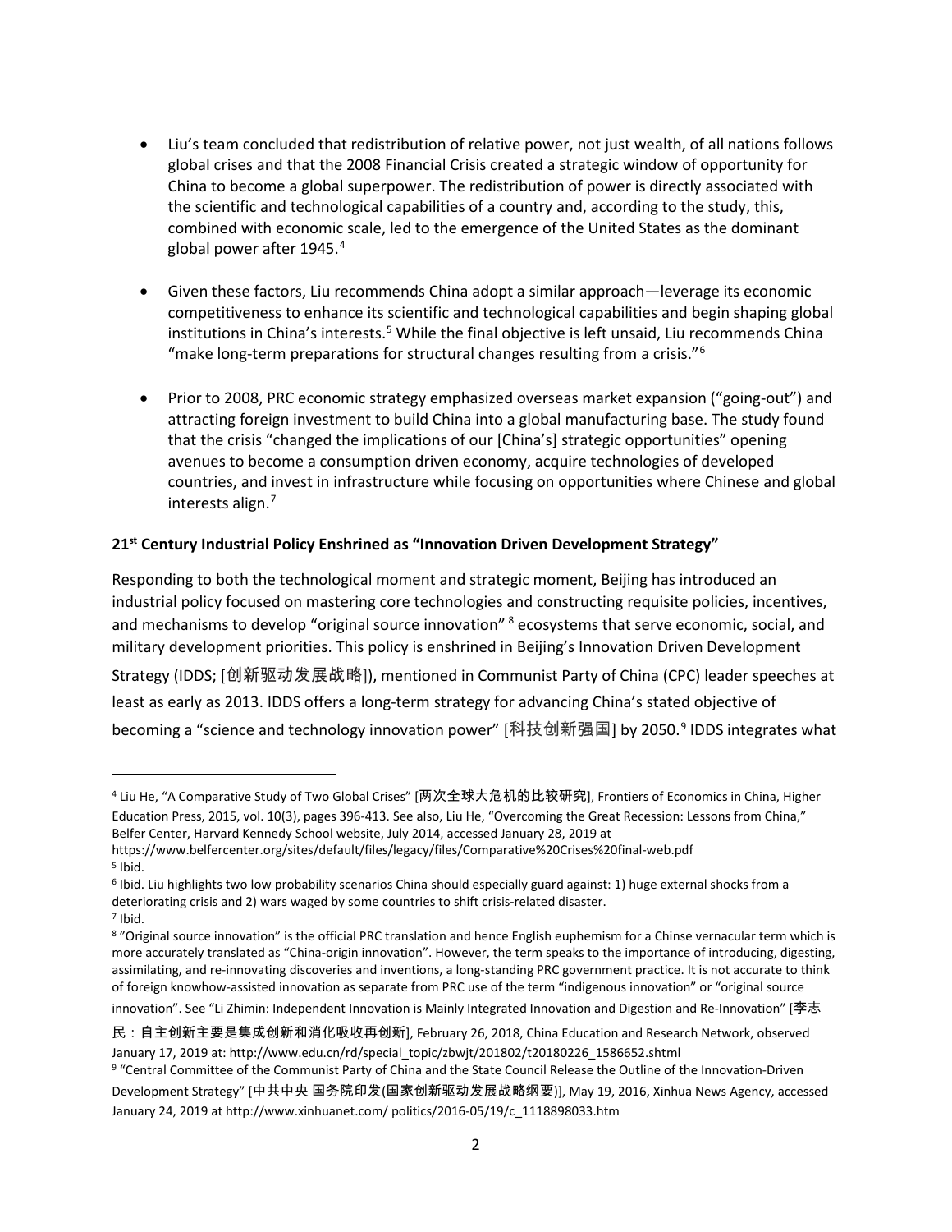- Liu's team concluded that redistribution of relative power, not just wealth, of all nations follows global crises and that the 2008 Financial Crisis created a strategic window of opportunity for China to become a global superpower. The redistribution of power is directly associated with the scientific and technological capabilities of a country and, according to the study, this, combined with economic scale, led to the emergence of the United States as the dominant global power after 1945.[4]

- Given these factors, Liu recommends China adopt a similar approach—leverage its economic competitiveness to enhance its scientific and technological capabilities and begin shaping global institutions in China's interests.[5] While the final objective is left unsaid, Liu recommends China "make long-term preparations for structural changes resulting from a crisis."[6]

- Prior to 2008, PRC economic strategy emphasized overseas market expansion ("going-out") and attracting foreign investment to build China into a global manufacturing base. The study found that the crisis "changed the implications of our [China's] strategic opportunities" opening avenues to become a consumption driven economy, acquire technologies of developed countries, and invest in infrastructure while focusing on opportunities where Chinese and global interests align.[7]

**21st Century Industrial Policy Enshrined as "Innovation Driven Development Strategy"**

Responding to both the technological moment and strategic moment, Beijing has introduced an industrial policy focused on mastering core technologies and constructing requisite policies, incentives, and mechanisms to develop "original source innovation" [8] ecosystems that serve economic, social, and military development priorities. This policy is enshrined in Beijing's Innovation Driven Development Strategy (IDDS; [创新驱动发展战略]), mentioned in Communist Party of China (CPC) leader speeches at least as early as 2013. IDDS offers a long-term strategy for advancing China's stated objective of becoming a "science and technology innovation power" [科技创新强国] by 2050.[9] IDDS integrates what

---

[4] Liu He, "A Comparative Study of Two Global Crises" [两次全球大危机的比较研究], Frontiers of Economics in China, Higher Education Press, 2015, vol. 10(3), pages 396-413. See also, Liu He, "Overcoming the Great Recession: Lessons from China," Belfer Center, Harvard Kennedy School website, July 2014, accessed January 28, 2019 at https://www.belfercenter.org/sites/default/files/legacy/files/Comparative%20Crises%20final-web.pdf

[5] Ibid.

[6] Ibid. Liu highlights two low probability scenarios China should especially guard against: 1) huge external shocks from a deteriorating crisis and 2) wars waged by some countries to shift crisis-related disaster.

[7] Ibid.

[8] "Original source innovation" is the official PRC translation and hence English euphemism for a Chinse vernacular term which is more accurately translated as "China-origin innovation". However, the term speaks to the importance of introducing, digesting, assimilating, and re-innovating discoveries and inventions, a long-standing PRC government practice. It is not accurate to think of foreign knowhow-assisted innovation as separate from PRC use of the term "indigenous innovation" or "original source innovation". See "Li Zhimin: Independent Innovation is Mainly Integrated Innovation and Digestion and Re-Innovation" [李志民：自主创新主要是集成创新和消化吸收再创新], February 26, 2018, China Education and Research Network, observed January 17, 2019 at: http://www.edu.cn/rd/special_topic/zbwjt/201802/t20180226_1586652.shtml

[9] "Central Committee of the Communist Party of China and the State Council Release the Outline of the Innovation-Driven Development Strategy" [中共中央 国务院印发(国家创新驱动发展战略纲要)], May 19, 2016, Xinhua News Agency, accessed January 24, 2019 at http://www.xinhuanet.com/ politics/2016-05/19/c_1118898033.htm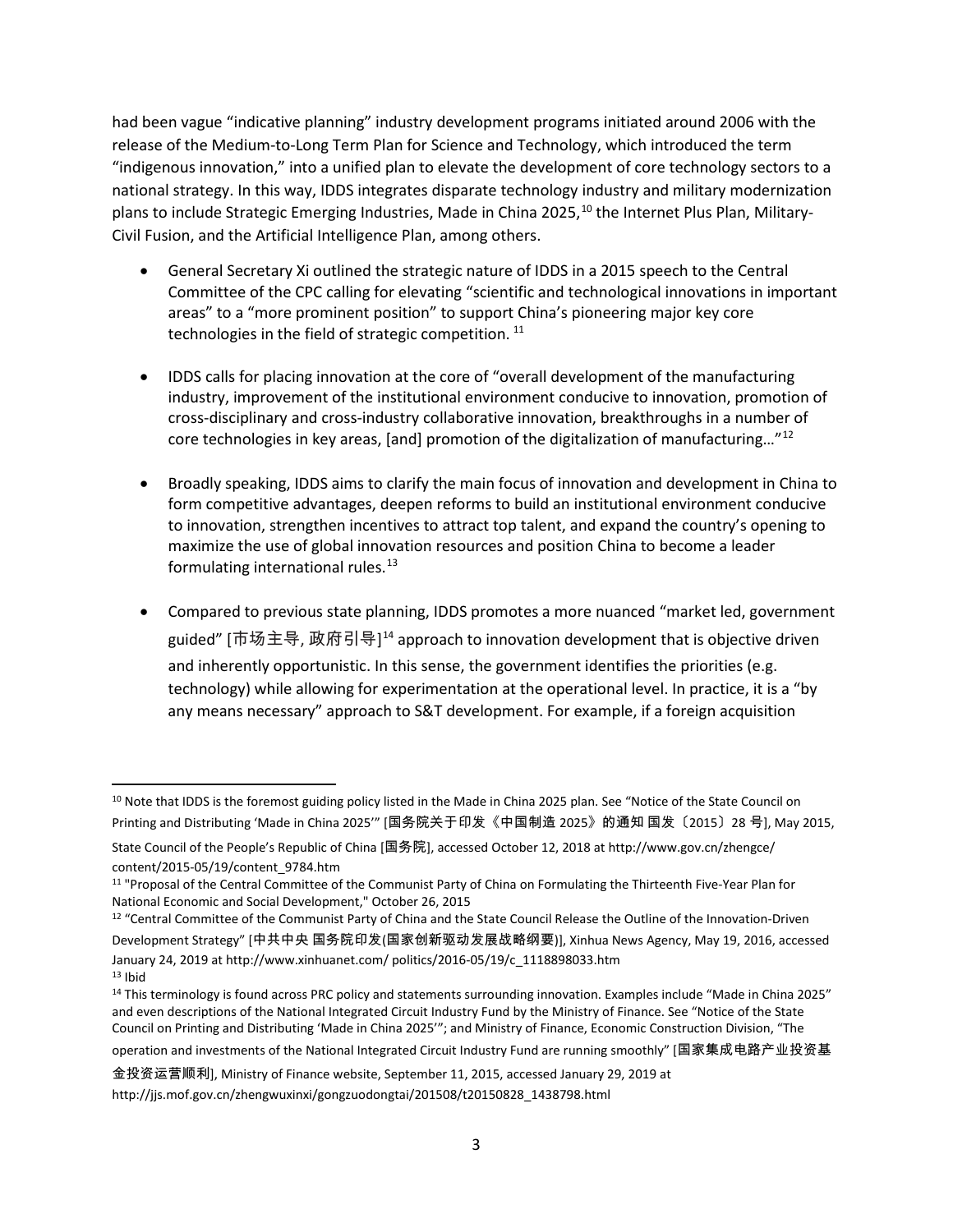had been vague "indicative planning" industry development programs initiated around 2006 with the release of the Medium-to-Long Term Plan for Science and Technology, which introduced the term "indigenous innovation," into a unified plan to elevate the development of core technology sectors to a national strategy. In this way, IDDS integrates disparate technology industry and military modernization plans to include Strategic Emerging Industries, Made in China 2025,[10] the Internet Plus Plan, Military-Civil Fusion, and the Artificial Intelligence Plan, among others.

- General Secretary Xi outlined the strategic nature of IDDS in a 2015 speech to the Central Committee of the CPC calling for elevating "scientific and technological innovations in important areas" to a "more prominent position" to support China's pioneering major key core technologies in the field of strategic competition.[11]

- IDDS calls for placing innovation at the core of "overall development of the manufacturing industry, improvement of the institutional environment conducive to innovation, promotion of cross-disciplinary and cross-industry collaborative innovation, breakthroughs in a number of core technologies in key areas, [and] promotion of the digitalization of manufacturing…"[12]

- Broadly speaking, IDDS aims to clarify the main focus of innovation and development in China to form competitive advantages, deepen reforms to build an institutional environment conducive to innovation, strengthen incentives to attract top talent, and expand the country's opening to maximize the use of global innovation resources and position China to become a leader formulating international rules.[13]

- Compared to previous state planning, IDDS promotes a more nuanced "market led, government guided" [市场主导, 政府引导][14] approach to innovation development that is objective driven and inherently opportunistic. In this sense, the government identifies the priorities (e.g. technology) while allowing for experimentation at the operational level. In practice, it is a "by any means necessary" approach to S&T development. For example, if a foreign acquisition

---

[10] Note that IDDS is the foremost guiding policy listed in the Made in China 2025 plan. See "Notice of the State Council on Printing and Distributing 'Made in China 2025'" [国务院关于印发《中国制造 2025》的通知 国发〔2015〕28 号], May 2015, State Council of the People's Republic of China [国务院], accessed October 12, 2018 at http://www.gov.cn/zhengce/content/2015-05/19/content_9784.htm

[11] "Proposal of the Central Committee of the Communist Party of China on Formulating the Thirteenth Five-Year Plan for National Economic and Social Development," October 26, 2015

[12] "Central Committee of the Communist Party of China and the State Council Release the Outline of the Innovation-Driven Development Strategy" [中共中央 国务院印发(国家创新驱动发展战略纲要)], Xinhua News Agency, May 19, 2016, accessed January 24, 2019 at http://www.xinhuanet.com/ politics/2016-05/19/c_1118898033.htm

[13] Ibid

[14] This terminology is found across PRC policy and statements surrounding innovation. Examples include "Made in China 2025" and even descriptions of the National Integrated Circuit Industry Fund by the Ministry of Finance. See "Notice of the State Council on Printing and Distributing 'Made in China 2025'"; and Ministry of Finance, Economic Construction Division, "The operation and investments of the National Integrated Circuit Industry Fund are running smoothly" [国家集成电路产业投资基金投资运营顺利], Ministry of Finance website, September 11, 2015, accessed January 29, 2019 at http://jjs.mof.gov.cn/zhengwuxinxi/gongzuodongtai/201508/t20150828_1438798.html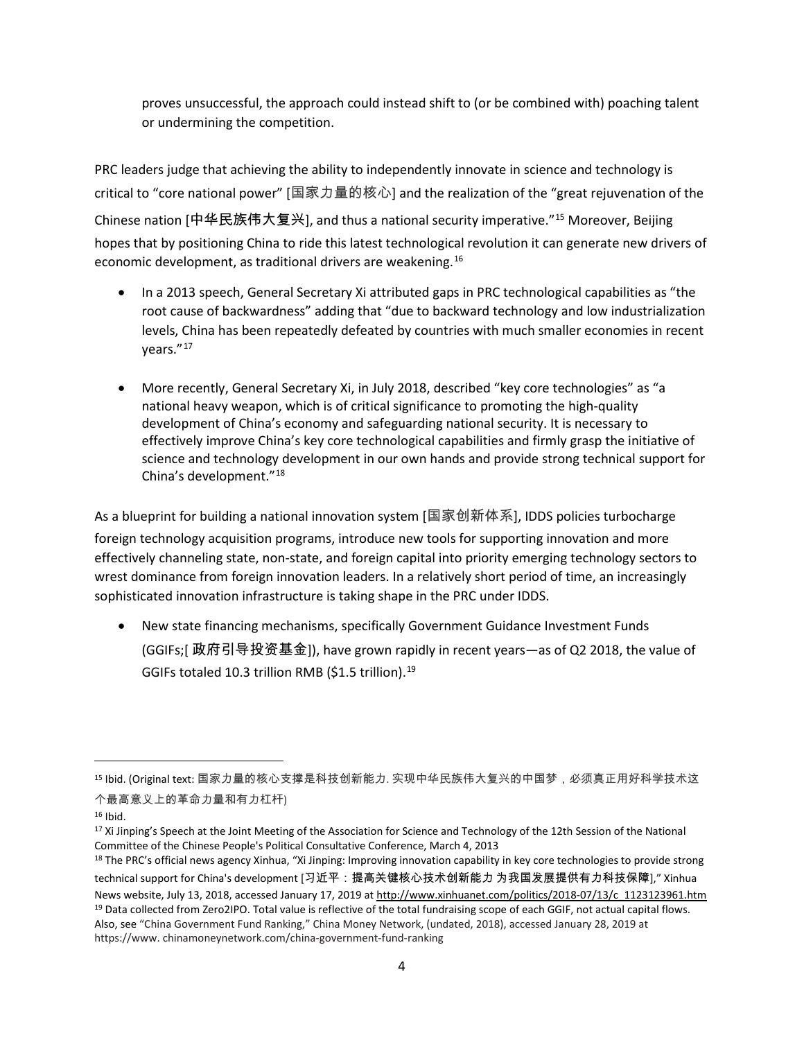proves unsuccessful, the approach could instead shift to (or be combined with) poaching talent or undermining the competition.

PRC leaders judge that achieving the ability to independently innovate in science and technology is critical to "core national power" [国家力量的核心] and the realization of the "great rejuvenation of the Chinese nation [中华民族伟大复兴], and thus a national security imperative."[15] Moreover, Beijing hopes that by positioning China to ride this latest technological revolution it can generate new drivers of economic development, as traditional drivers are weakening.[16]

- In a 2013 speech, General Secretary Xi attributed gaps in PRC technological capabilities as "the root cause of backwardness" adding that "due to backward technology and low industrialization levels, China has been repeatedly defeated by countries with much smaller economies in recent years."[17]

- More recently, General Secretary Xi, in July 2018, described "key core technologies" as "a national heavy weapon, which is of critical significance to promoting the high-quality development of China's economy and safeguarding national security. It is necessary to effectively improve China's key core technological capabilities and firmly grasp the initiative of science and technology development in our own hands and provide strong technical support for China's development."[18]

As a blueprint for building a national innovation system [国家创新体系], IDDS policies turbocharge foreign technology acquisition programs, introduce new tools for supporting innovation and more effectively channeling state, non-state, and foreign capital into priority emerging technology sectors to wrest dominance from foreign innovation leaders. In a relatively short period of time, an increasingly sophisticated innovation infrastructure is taking shape in the PRC under IDDS.

- New state financing mechanisms, specifically Government Guidance Investment Funds (GGIFs;[ 政府引导投资基金]), have grown rapidly in recent years—as of Q2 2018, the value of GGIFs totaled 10.3 trillion RMB ($1.5 trillion).[19]

---

[15] Ibid. (Original text: 国家力量的核心支撑是科技创新能力. 实现中华民族伟大复兴的中国梦，必须真正用好科学技术这个最高意义上的革命力量和有力杠杆)

[16] Ibid.

[17] Xi Jinping's Speech at the Joint Meeting of the Association for Science and Technology of the 12th Session of the National Committee of the Chinese People's Political Consultative Conference, March 4, 2013

[18] The PRC's official news agency Xinhua, "Xi Jinping: Improving innovation capability in key core technologies to provide strong technical support for China's development [习近平：提高关键核心技术创新能力 为我国发展提供有力科技保障]," Xinhua News website, July 13, 2018, accessed January 17, 2019 at http://www.xinhuanet.com/politics/2018-07/13/c_1123123961.htm

[19] Data collected from Zero2IPO. Total value is reflective of the total fundraising scope of each GGIF, not actual capital flows. Also, see "China Government Fund Ranking," China Money Network, (undated, 2018), accessed January 28, 2019 at https://www. chinamoneynetwork.com/china-government-fund-ranking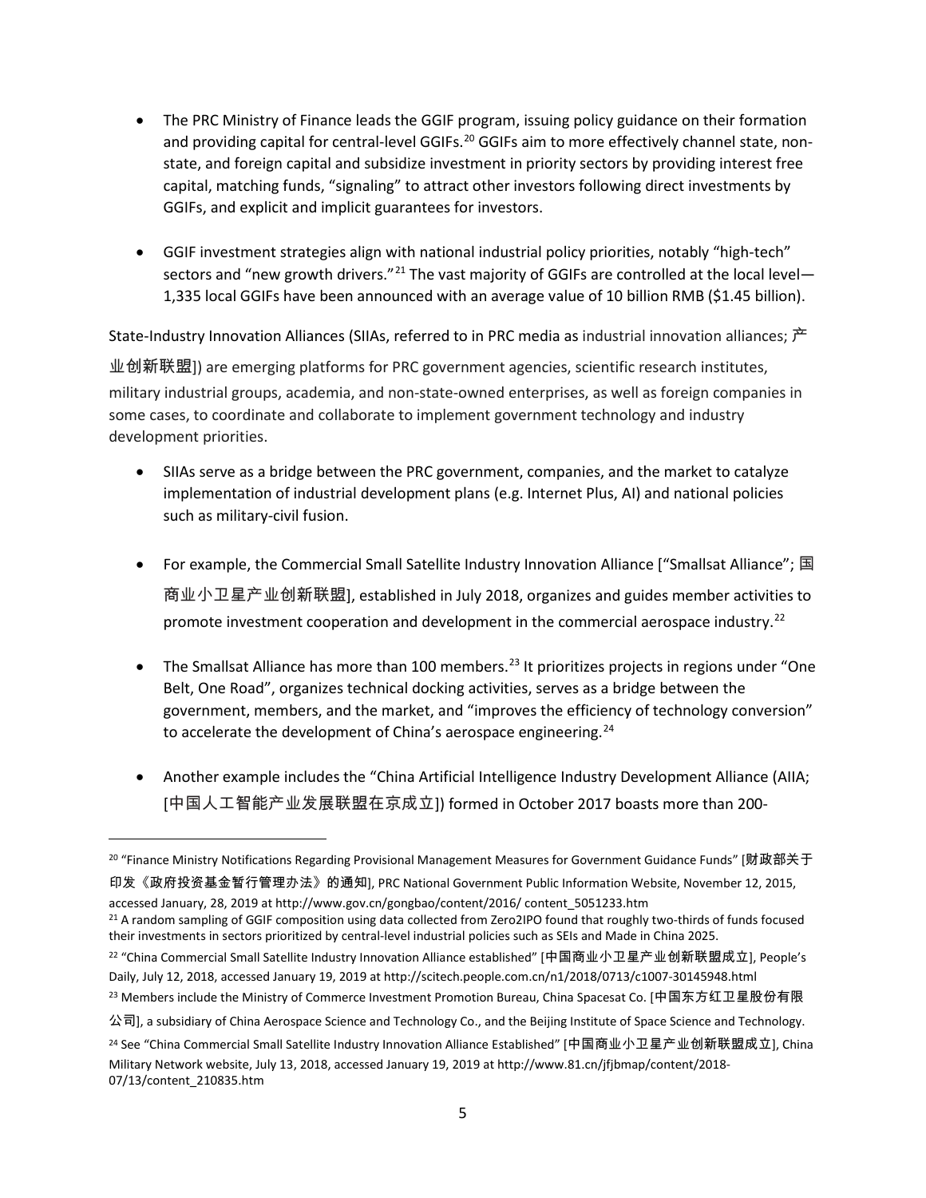- The PRC Ministry of Finance leads the GGIF program, issuing policy guidance on their formation and providing capital for central-level GGIFs.[20] GGIFs aim to more effectively channel state, non-state, and foreign capital and subsidize investment in priority sectors by providing interest free capital, matching funds, "signaling" to attract other investors following direct investments by GGIFs, and explicit and implicit guarantees for investors.

- GGIF investment strategies align with national industrial policy priorities, notably "high-tech" sectors and "new growth drivers."[21] The vast majority of GGIFs are controlled at the local level—1,335 local GGIFs have been announced with an average value of 10 billion RMB ($1.45 billion).

State-Industry Innovation Alliances (SIIAs, referred to in PRC media as industrial innovation alliances; 产业创新联盟]) are emerging platforms for PRC government agencies, scientific research institutes, military industrial groups, academia, and non-state-owned enterprises, as well as foreign companies in some cases, to coordinate and collaborate to implement government technology and industry development priorities.

- SIIAs serve as a bridge between the PRC government, companies, and the market to catalyze implementation of industrial development plans (e.g. Internet Plus, AI) and national policies such as military-civil fusion.

- For example, the Commercial Small Satellite Industry Innovation Alliance ["Smallsat Alliance"; 国商业小卫星产业创新联盟], established in July 2018, organizes and guides member activities to promote investment cooperation and development in the commercial aerospace industry.[22]

- The Smallsat Alliance has more than 100 members.[23] It prioritizes projects in regions under "One Belt, One Road", organizes technical docking activities, serves as a bridge between the government, members, and the market, and "improves the efficiency of technology conversion" to accelerate the development of China's aerospace engineering.[24]

- Another example includes the "China Artificial Intelligence Industry Development Alliance (AIIA; [中国人工智能产业发展联盟在京成立]) formed in October 2017 boasts more than 200-

---

[20] "Finance Ministry Notifications Regarding Provisional Management Measures for Government Guidance Funds" [财政部关于印发《政府投资基金暂行管理办法》的通知], PRC National Government Public Information Website, November 12, 2015, accessed January, 28, 2019 at http://www.gov.cn/gongbao/content/2016/ content_5051233.htm

[21] A random sampling of GGIF composition using data collected from Zero2IPO found that roughly two-thirds of funds focused their investments in sectors prioritized by central-level industrial policies such as SEIs and Made in China 2025.

[22] "China Commercial Small Satellite Industry Innovation Alliance established" [中国商业小卫星产业创新联盟成立], People's Daily, July 12, 2018, accessed January 19, 2019 at http://scitech.people.com.cn/n1/2018/0713/c1007-30145948.html

[23] Members include the Ministry of Commerce Investment Promotion Bureau, China Spacesat Co. [中国东方红卫星股份有限公司], a subsidiary of China Aerospace Science and Technology Co., and the Beijing Institute of Space Science and Technology.

[24] See "China Commercial Small Satellite Industry Innovation Alliance Established" [中国商业小卫星产业创新联盟成立], China Military Network website, July 13, 2018, accessed January 19, 2019 at http://www.81.cn/jfjbmap/content/2018-07/13/content_210835.htm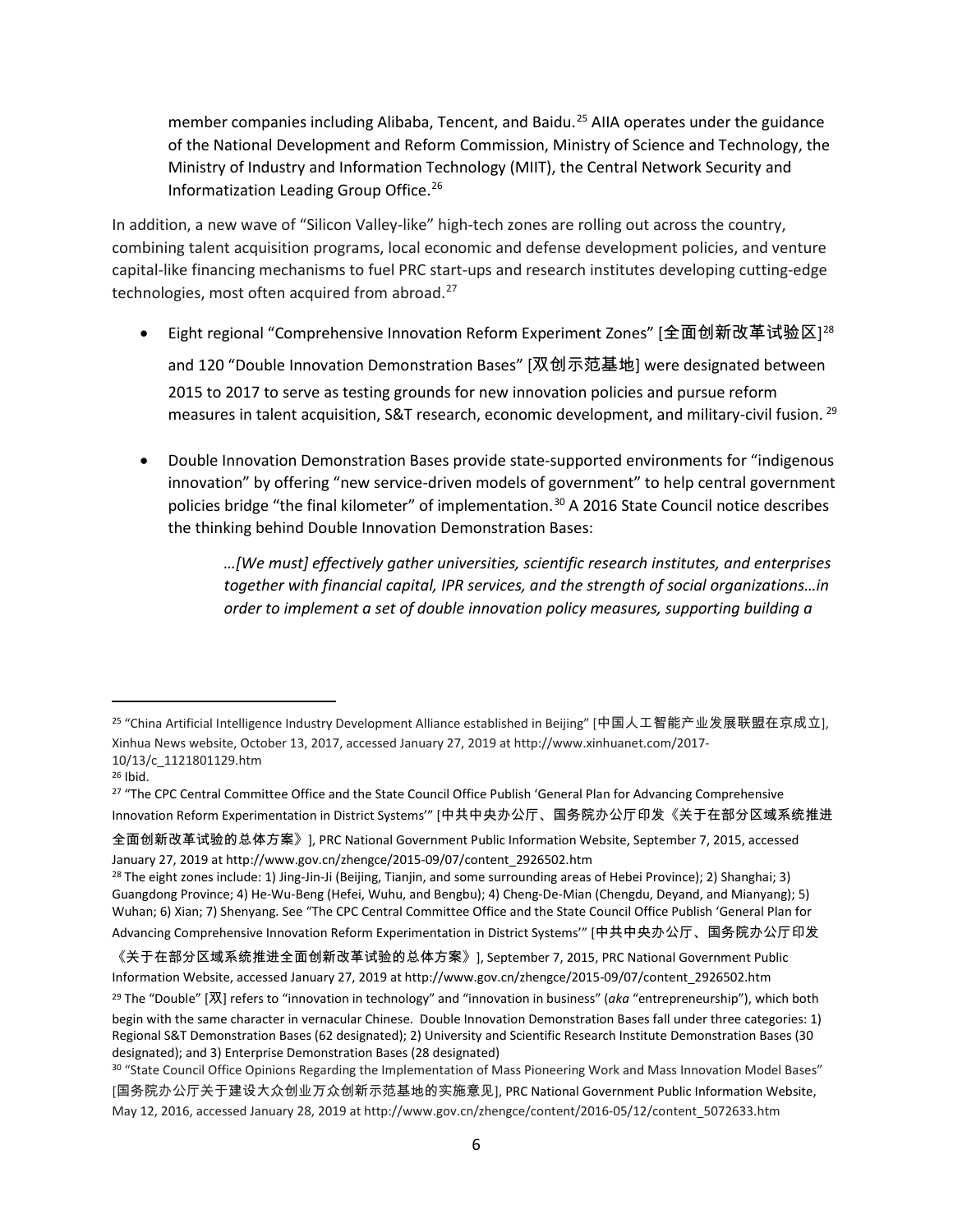member companies including Alibaba, Tencent, and Baidu.[25] AIIA operates under the guidance of the National Development and Reform Commission, Ministry of Science and Technology, the Ministry of Industry and Information Technology (MIIT), the Central Network Security and Informatization Leading Group Office.[26]

In addition, a new wave of "Silicon Valley-like" high-tech zones are rolling out across the country, combining talent acquisition programs, local economic and defense development policies, and venture capital-like financing mechanisms to fuel PRC start-ups and research institutes developing cutting-edge technologies, most often acquired from abroad.[27]

- Eight regional "Comprehensive Innovation Reform Experiment Zones" [全面创新改革试验区][28] and 120 "Double Innovation Demonstration Bases" [双创示范基地] were designated between 2015 to 2017 to serve as testing grounds for new innovation policies and pursue reform measures in talent acquisition, S&T research, economic development, and military-civil fusion. [29]

- Double Innovation Demonstration Bases provide state-supported environments for "indigenous innovation" by offering "new service-driven models of government" to help central government policies bridge "the final kilometer" of implementation.[30] A 2016 State Council notice describes the thinking behind Double Innovation Demonstration Bases:

> *…[We must] effectively gather universities, scientific research institutes, and enterprises together with financial capital, IPR services, and the strength of social organizations…in order to implement a set of double innovation policy measures, supporting building a*

---

[25] "China Artificial Intelligence Industry Development Alliance established in Beijing" [中国人工智能产业发展联盟在京成立], Xinhua News website, October 13, 2017, accessed January 27, 2019 at http://www.xinhuanet.com/2017-10/13/c_1121801129.htm

[26] Ibid.

[27] "The CPC Central Committee Office and the State Council Office Publish 'General Plan for Advancing Comprehensive Innovation Reform Experimentation in District Systems'" [中共中央办公厅、国务院办公厅印发《关于在部分区域系统推进全面创新改革试验的总体方案》], PRC National Government Public Information Website, September 7, 2015, accessed January 27, 2019 at http://www.gov.cn/zhengce/2015-09/07/content_2926502.htm

[28] The eight zones include: 1) Jing-Jin-Ji (Beijing, Tianjin, and some surrounding areas of Hebei Province); 2) Shanghai; 3) Guangdong Province; 4) He-Wu-Beng (Hefei, Wuhu, and Bengbu); 4) Cheng-De-Mian (Chengdu, Deyand, and Mianyang); 5) Wuhan; 6) Xian; 7) Shenyang. See "The CPC Central Committee Office and the State Council Office Publish 'General Plan for Advancing Comprehensive Innovation Reform Experimentation in District Systems'" [中共中央办公厅、国务院办公厅印发《关于在部分区域系统推进全面创新改革试验的总体方案》], September 7, 2015, PRC National Government Public Information Website, accessed January 27, 2019 at http://www.gov.cn/zhengce/2015-09/07/content_2926502.htm

[29] The "Double" [双] refers to "innovation in technology" and "innovation in business" (*aka* "entrepreneurship"), which both begin with the same character in vernacular Chinese. Double Innovation Demonstration Bases fall under three categories: 1) Regional S&T Demonstration Bases (62 designated); 2) University and Scientific Research Institute Demonstration Bases (30 designated); and 3) Enterprise Demonstration Bases (28 designated)

[30] "State Council Office Opinions Regarding the Implementation of Mass Pioneering Work and Mass Innovation Model Bases" [国务院办公厅关于建设大众创业万众创新示范基地的实施意见], PRC National Government Public Information Website, May 12, 2016, accessed January 28, 2019 at http://www.gov.cn/zhengce/content/2016-05/12/content_5072633.htm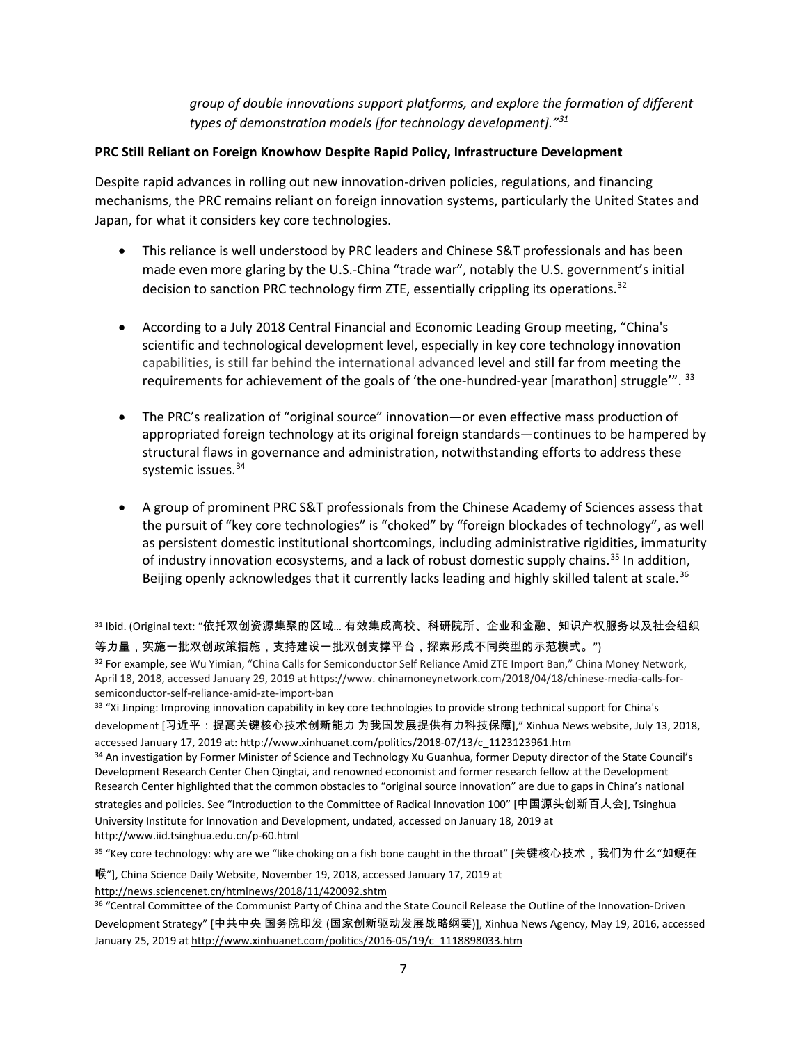*group of double innovations support platforms, and explore the formation of different types of demonstration models [for technology development]."*[31]

**PRC Still Reliant on Foreign Knowhow Despite Rapid Policy, Infrastructure Development**

Despite rapid advances in rolling out new innovation-driven policies, regulations, and financing mechanisms, the PRC remains reliant on foreign innovation systems, particularly the United States and Japan, for what it considers key core technologies.

- This reliance is well understood by PRC leaders and Chinese S&T professionals and has been made even more glaring by the U.S.-China "trade war", notably the U.S. government's initial decision to sanction PRC technology firm ZTE, essentially crippling its operations.[32]

- According to a July 2018 Central Financial and Economic Leading Group meeting, "China's scientific and technological development level, especially in key core technology innovation capabilities, is still far behind the international advanced level and still far from meeting the requirements for achievement of the goals of 'the one-hundred-year [marathon] struggle'". [33]

- The PRC's realization of "original source" innovation—or even effective mass production of appropriated foreign technology at its original foreign standards—continues to be hampered by structural flaws in governance and administration, notwithstanding efforts to address these systemic issues.[34]

- A group of prominent PRC S&T professionals from the Chinese Academy of Sciences assess that the pursuit of "key core technologies" is "choked" by "foreign blockades of technology", as well as persistent domestic institutional shortcomings, including administrative rigidities, immaturity of industry innovation ecosystems, and a lack of robust domestic supply chains.[35] In addition, Beijing openly acknowledges that it currently lacks leading and highly skilled talent at scale.[36]

---

[31] Ibid. (Original text: "依托双创资源集聚的区域… 有效集成高校、科研院所、企业和金融、知识产权服务以及社会组织等力量，实施一批双创政策措施，支持建设一批双创支撑平台，探索形成不同类型的示范模式。")

[32] For example, see Wu Yimian, "China Calls for Semiconductor Self Reliance Amid ZTE Import Ban," China Money Network, April 18, 2018, accessed January 29, 2019 at https://www. chinamoneynetwork.com/2018/04/18/chinese-media-calls-for-semiconductor-self-reliance-amid-zte-import-ban

[33] "Xi Jinping: Improving innovation capability in key core technologies to provide strong technical support for China's development [习近平：提高关键核心技术创新能力 为我国发展提供有力科技保障]," Xinhua News website, July 13, 2018, accessed January 17, 2019 at: http://www.xinhuanet.com/politics/2018-07/13/c_1123123961.htm

[34] An investigation by Former Minister of Science and Technology Xu Guanhua, former Deputy director of the State Council's Development Research Center Chen Qingtai, and renowned economist and former research fellow at the Development Research Center highlighted that the common obstacles to "original source innovation" are due to gaps in China's national strategies and policies. See "Introduction to the Committee of Radical Innovation 100" [中国源头创新百人会], Tsinghua University Institute for Innovation and Development, undated, accessed on January 18, 2019 at http://www.iid.tsinghua.edu.cn/p-60.html

[35] "Key core technology: why are we "like choking on a fish bone caught in the throat" [关键核心技术，我们为什么"如鲠在喉"], China Science Daily Website, November 19, 2018, accessed January 17, 2019 at http://news.sciencenet.cn/htmlnews/2018/11/420092.shtm

[36] "Central Committee of the Communist Party of China and the State Council Release the Outline of the Innovation-Driven Development Strategy" [中共中央 国务院印发 (国家创新驱动发展战略纲要)], Xinhua News Agency, May 19, 2016, accessed January 25, 2019 at http://www.xinhuanet.com/politics/2016-05/19/c_1118898033.htm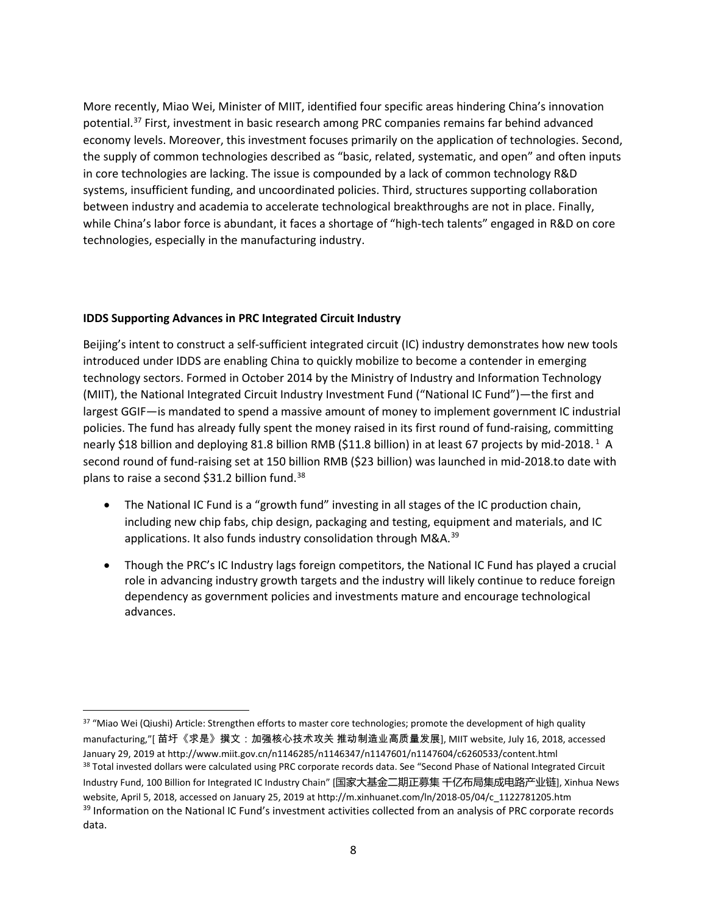More recently, Miao Wei, Minister of MIIT, identified four specific areas hindering China's innovation potential.[37] First, investment in basic research among PRC companies remains far behind advanced economy levels. Moreover, this investment focuses primarily on the application of technologies. Second, the supply of common technologies described as "basic, related, systematic, and open" and often inputs in core technologies are lacking. The issue is compounded by a lack of common technology R&D systems, insufficient funding, and uncoordinated policies. Third, structures supporting collaboration between industry and academia to accelerate technological breakthroughs are not in place. Finally, while China's labor force is abundant, it faces a shortage of "high-tech talents" engaged in R&D on core technologies, especially in the manufacturing industry.

**IDDS Supporting Advances in PRC Integrated Circuit Industry**

Beijing's intent to construct a self-sufficient integrated circuit (IC) industry demonstrates how new tools introduced under IDDS are enabling China to quickly mobilize to become a contender in emerging technology sectors. Formed in October 2014 by the Ministry of Industry and Information Technology (MIIT), the National Integrated Circuit Industry Investment Fund ("National IC Fund")—the first and largest GGIF—is mandated to spend a massive amount of money to implement government IC industrial policies. The fund has already fully spent the money raised in its first round of fund-raising, committing nearly $18 billion and deploying 81.8 billion RMB ($11.8 billion) in at least 67 projects by mid-2018.[1] A second round of fund-raising set at 150 billion RMB ($23 billion) was launched in mid-2018.to date with plans to raise a second $31.2 billion fund.[38]

- The National IC Fund is a "growth fund" investing in all stages of the IC production chain, including new chip fabs, chip design, packaging and testing, equipment and materials, and IC applications. It also funds industry consolidation through M&A.[39]
- Though the PRC's IC Industry lags foreign competitors, the National IC Fund has played a crucial role in advancing industry growth targets and the industry will likely continue to reduce foreign dependency as government policies and investments mature and encourage technological advances.

---

[37] "Miao Wei (Qiushi) Article: Strengthen efforts to master core technologies; promote the development of high quality manufacturing,"[ 苗圩《求是》撰文：加强核心技术攻关 推动制造业高质量发展], MIIT website, July 16, 2018, accessed January 29, 2019 at http://www.miit.gov.cn/n1146285/n1146347/n1147601/n1147604/c6260533/content.html

[38] Total invested dollars were calculated using PRC corporate records data. See "Second Phase of National Integrated Circuit Industry Fund, 100 Billion for Integrated IC Industry Chain" [国家大基金二期正募集 千亿布局集成电路产业链], Xinhua News website, April 5, 2018, accessed on January 25, 2019 at http://m.xinhuanet.com/ln/2018-05/04/c_1122781205.htm

[39] Information on the National IC Fund's investment activities collected from an analysis of PRC corporate records data.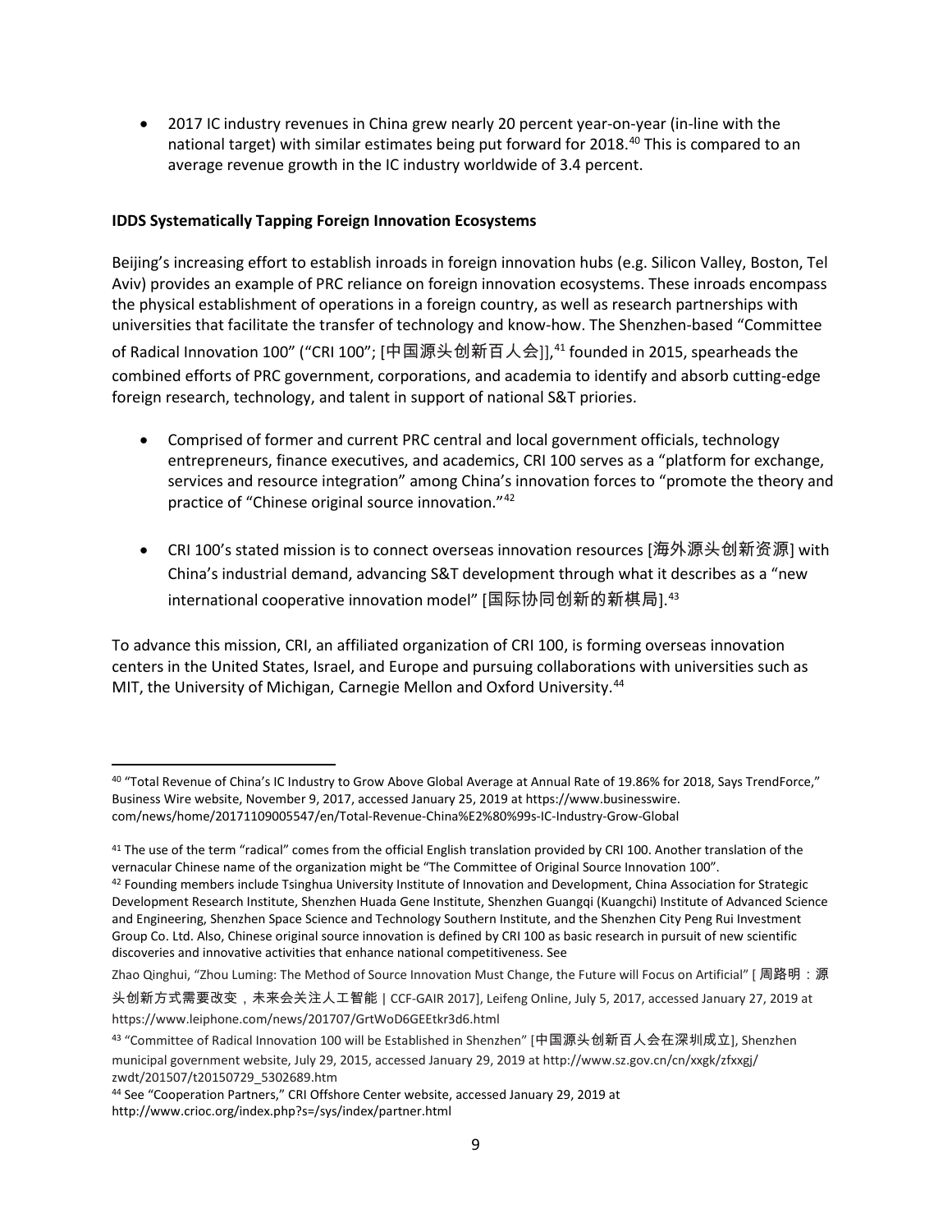- 2017 IC industry revenues in China grew nearly 20 percent year-on-year (in-line with the national target) with similar estimates being put forward for 2018.[40] This is compared to an average revenue growth in the IC industry worldwide of 3.4 percent.

**IDDS Systematically Tapping Foreign Innovation Ecosystems**

Beijing's increasing effort to establish inroads in foreign innovation hubs (e.g. Silicon Valley, Boston, Tel Aviv) provides an example of PRC reliance on foreign innovation ecosystems. These inroads encompass the physical establishment of operations in a foreign country, as well as research partnerships with universities that facilitate the transfer of technology and know-how. The Shenzhen-based "Committee of Radical Innovation 100" ("CRI 100"; [中国源头创新百人会]],[41] founded in 2015, spearheads the combined efforts of PRC government, corporations, and academia to identify and absorb cutting-edge foreign research, technology, and talent in support of national S&T priories.

- Comprised of former and current PRC central and local government officials, technology entrepreneurs, finance executives, and academics, CRI 100 serves as a "platform for exchange, services and resource integration" among China's innovation forces to "promote the theory and practice of "Chinese original source innovation."[42]

- CRI 100's stated mission is to connect overseas innovation resources [海外源头创新资源] with China's industrial demand, advancing S&T development through what it describes as a "new international cooperative innovation model" [国际协同创新的新棋局].[43]

To advance this mission, CRI, an affiliated organization of CRI 100, is forming overseas innovation centers in the United States, Israel, and Europe and pursuing collaborations with universities such as MIT, the University of Michigan, Carnegie Mellon and Oxford University.[44]

---

[40] "Total Revenue of China's IC Industry to Grow Above Global Average at Annual Rate of 19.86% for 2018, Says TrendForce," Business Wire website, November 9, 2017, accessed January 25, 2019 at https://www.businesswire.com/news/home/20171109005547/en/Total-Revenue-China%E2%80%99s-IC-Industry-Grow-Global

[41] The use of the term "radical" comes from the official English translation provided by CRI 100. Another translation of the vernacular Chinese name of the organization might be "The Committee of Original Source Innovation 100".

[42] Founding members include Tsinghua University Institute of Innovation and Development, China Association for Strategic Development Research Institute, Shenzhen Huada Gene Institute, Shenzhen Guangqi (Kuangchi) Institute of Advanced Science and Engineering, Shenzhen Space Science and Technology Southern Institute, and the Shenzhen City Peng Rui Investment Group Co. Ltd. Also, Chinese original source innovation is defined by CRI 100 as basic research in pursuit of new scientific discoveries and innovative activities that enhance national competitiveness. See

Zhao Qinghui, "Zhou Luming: The Method of Source Innovation Must Change, the Future will Focus on Artificial" [周路明：源头创新方式需要改变，未来会关注人工智能 | CCF-GAIR 2017], Leifeng Online, July 5, 2017, accessed January 27, 2019 at https://www.leiphone.com/news/201707/GrtWoD6GEEtkr3d6.html

[43] "Committee of Radical Innovation 100 will be Established in Shenzhen" [中国源头创新百人会在深圳成立], Shenzhen municipal government website, July 29, 2015, accessed January 29, 2019 at http://www.sz.gov.cn/cn/xxgk/zfxxgj/zwdt/201507/t20150729_5302689.htm

[44] See "Cooperation Partners," CRI Offshore Center website, accessed January 29, 2019 at http://www.crioc.org/index.php?s=/sys/index/partner.html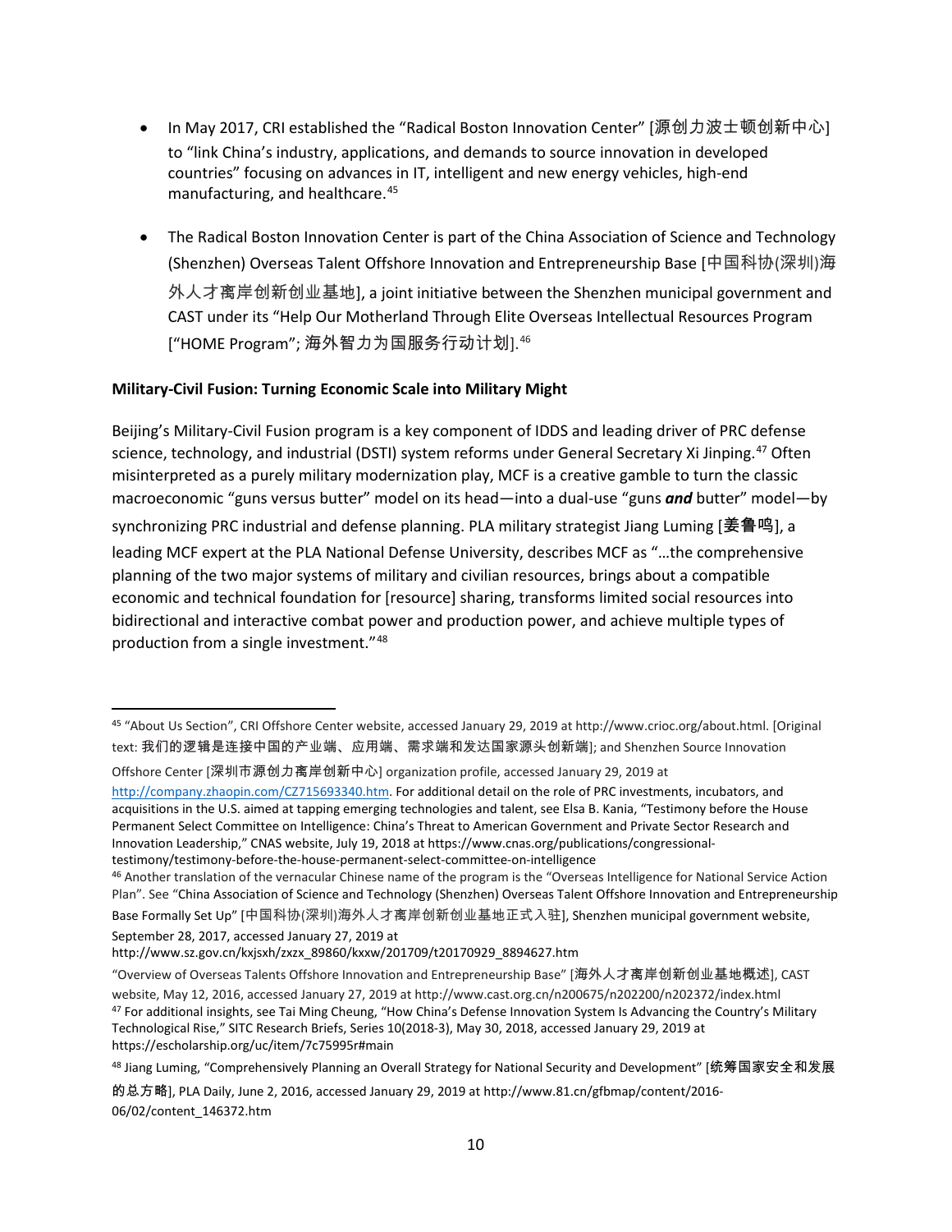- In May 2017, CRI established the "Radical Boston Innovation Center" [源创力波士顿创新中心] to "link China's industry, applications, and demands to source innovation in developed countries" focusing on advances in IT, intelligent and new energy vehicles, high-end manufacturing, and healthcare.[45]

- The Radical Boston Innovation Center is part of the China Association of Science and Technology (Shenzhen) Overseas Talent Offshore Innovation and Entrepreneurship Base [中国科协(深圳)海外人才离岸创新创业基地], a joint initiative between the Shenzhen municipal government and CAST under its "Help Our Motherland Through Elite Overseas Intellectual Resources Program ["HOME Program"; 海外智力为国服务行动计划].[46]

**Military-Civil Fusion: Turning Economic Scale into Military Might**

Beijing's Military-Civil Fusion program is a key component of IDDS and leading driver of PRC defense science, technology, and industrial (DSTI) system reforms under General Secretary Xi Jinping.[47] Often misinterpreted as a purely military modernization play, MCF is a creative gamble to turn the classic macroeconomic "guns versus butter" model on its head—into a dual-use "guns ***and*** butter" model—by synchronizing PRC industrial and defense planning. PLA military strategist Jiang Luming [姜鲁鸣], a leading MCF expert at the PLA National Defense University, describes MCF as "…the comprehensive planning of the two major systems of military and civilian resources, brings about a compatible economic and technical foundation for [resource] sharing, transforms limited social resources into bidirectional and interactive combat power and production power, and achieve multiple types of production from a single investment."[48]

---

[45] "About Us Section", CRI Offshore Center website, accessed January 29, 2019 at http://www.crioc.org/about.html. [Original text: 我们的逻辑是连接中国的产业端、应用端、需求端和发达国家源头创新端]; and Shenzhen Source Innovation Offshore Center [深圳市源创力离岸创新中心] organization profile, accessed January 29, 2019 at http://company.zhaopin.com/CZ715693340.htm. For additional detail on the role of PRC investments, incubators, and acquisitions in the U.S. aimed at tapping emerging technologies and talent, see Elsa B. Kania, "Testimony before the House Permanent Select Committee on Intelligence: China's Threat to American Government and Private Sector Research and Innovation Leadership," CNAS website, July 19, 2018 at https://www.cnas.org/publications/congressional-testimony/testimony-before-the-house-permanent-select-committee-on-intelligence

[46] Another translation of the vernacular Chinese name of the program is the "Overseas Intelligence for National Service Action Plan". See "China Association of Science and Technology (Shenzhen) Overseas Talent Offshore Innovation and Entrepreneurship Base Formally Set Up" [中国科协(深圳)海外人才离岸创新创业基地正式入驻], Shenzhen municipal government website, September 28, 2017, accessed January 27, 2019 at http://www.sz.gov.cn/kxjsxh/zxzx_89860/kxxw/201709/t20170929_8894627.htm
"Overview of Overseas Talents Offshore Innovation and Entrepreneurship Base" [海外人才离岸创新创业基地概述], CAST website, May 12, 2016, accessed January 27, 2019 at http://www.cast.org.cn/n200675/n202200/n202372/index.html

[47] For additional insights, see Tai Ming Cheung, "How China's Defense Innovation System Is Advancing the Country's Military Technological Rise," SITC Research Briefs, Series 10(2018-3), May 30, 2018, accessed January 29, 2019 at https://escholarship.org/uc/item/7c75995r#main

[48] Jiang Luming, "Comprehensively Planning an Overall Strategy for National Security and Development" [统筹国家安全和发展的总方略], PLA Daily, June 2, 2016, accessed January 29, 2019 at http://www.81.cn/gfbmap/content/2016-06/02/content_146372.htm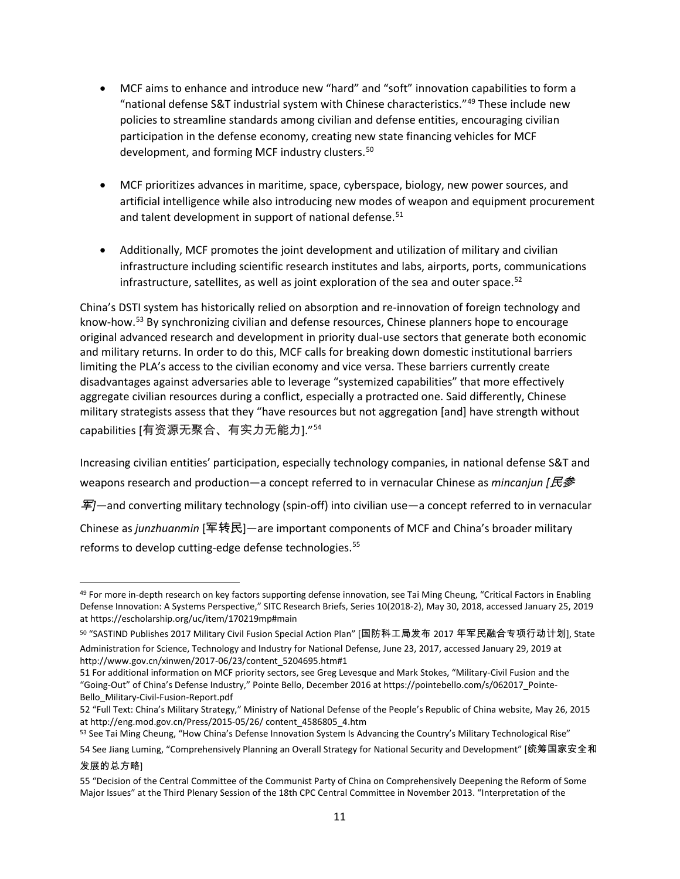- MCF aims to enhance and introduce new "hard" and "soft" innovation capabilities to form a "national defense S&T industrial system with Chinese characteristics."[49] These include new policies to streamline standards among civilian and defense entities, encouraging civilian participation in the defense economy, creating new state financing vehicles for MCF development, and forming MCF industry clusters.[50]

- MCF prioritizes advances in maritime, space, cyberspace, biology, new power sources, and artificial intelligence while also introducing new modes of weapon and equipment procurement and talent development in support of national defense.[51]

- Additionally, MCF promotes the joint development and utilization of military and civilian infrastructure including scientific research institutes and labs, airports, ports, communications infrastructure, satellites, as well as joint exploration of the sea and outer space.[52]

China's DSTI system has historically relied on absorption and re-innovation of foreign technology and know-how.[53] By synchronizing civilian and defense resources, Chinese planners hope to encourage original advanced research and development in priority dual-use sectors that generate both economic and military returns. In order to do this, MCF calls for breaking down domestic institutional barriers limiting the PLA's access to the civilian economy and vice versa. These barriers currently create disadvantages against adversaries able to leverage "systemized capabilities" that more effectively aggregate civilian resources during a conflict, especially a protracted one. Said differently, Chinese military strategists assess that they "have resources but not aggregation [and] have strength without capabilities [有资源无聚合、有实力无能力]."[54]

Increasing civilian entities' participation, especially technology companies, in national defense S&T and weapons research and production—a concept referred to in vernacular Chinese as *mincanjun [民参军]*—and converting military technology (spin-off) into civilian use—a concept referred to in vernacular Chinese as *junzhuanmin* [军转民]—are important components of MCF and China's broader military reforms to develop cutting-edge defense technologies.[55]

---

[49] For more in-depth research on key factors supporting defense innovation, see Tai Ming Cheung, "Critical Factors in Enabling Defense Innovation: A Systems Perspective," SITC Research Briefs, Series 10(2018-2), May 30, 2018, accessed January 25, 2019 at https://escholarship.org/uc/item/170219mp#main

[50] "SASTIND Publishes 2017 Military Civil Fusion Special Action Plan" [国防科工局发布 2017 年军民融合专项行动计划], State Administration for Science, Technology and Industry for National Defense, June 23, 2017, accessed January 29, 2019 at http://www.gov.cn/xinwen/2017-06/23/content_5204695.htm#1

[51] For additional information on MCF priority sectors, see Greg Levesque and Mark Stokes, "Military-Civil Fusion and the "Going-Out" of China's Defense Industry," Pointe Bello, December 2016 at https://pointebello.com/s/062017_Pointe-Bello_Military-Civil-Fusion-Report.pdf

[52] "Full Text: China's Military Strategy," Ministry of National Defense of the People's Republic of China website, May 26, 2015 at http://eng.mod.gov.cn/Press/2015-05/26/ content_4586805_4.htm

[53] See Tai Ming Cheung, "How China's Defense Innovation System Is Advancing the Country's Military Technological Rise"

[54] See Jiang Luming, "Comprehensively Planning an Overall Strategy for National Security and Development" [统筹国家安全和发展的总方略]

[55] "Decision of the Central Committee of the Communist Party of China on Comprehensively Deepening the Reform of Some Major Issues" at the Third Plenary Session of the 18th CPC Central Committee in November 2013. "Interpretation of the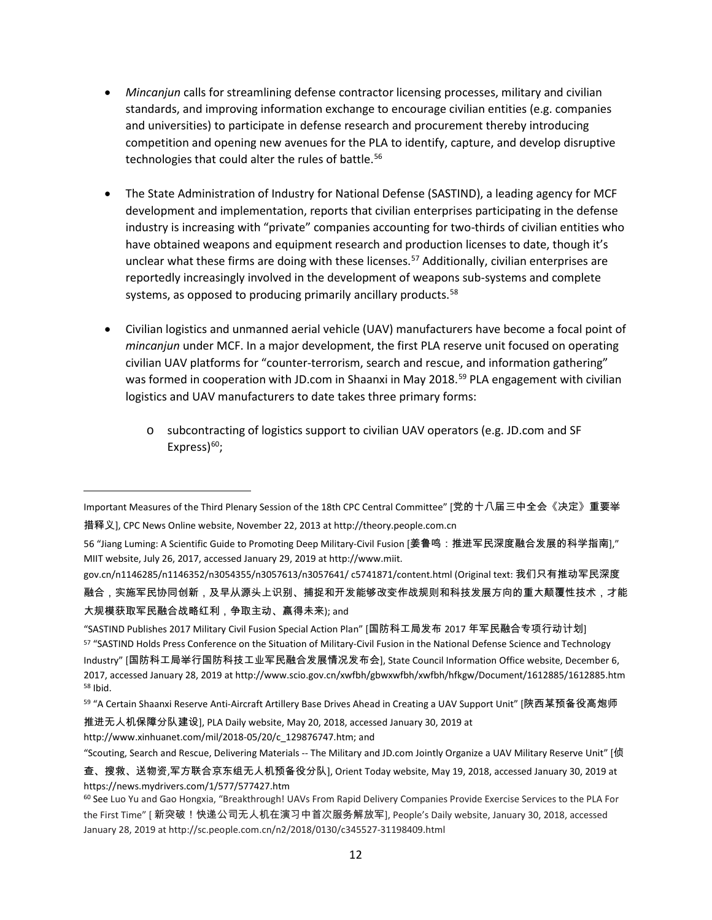- *Mincanjun* calls for streamlining defense contractor licensing processes, military and civilian standards, and improving information exchange to encourage civilian entities (e.g. companies and universities) to participate in defense research and procurement thereby introducing competition and opening new avenues for the PLA to identify, capture, and develop disruptive technologies that could alter the rules of battle.[56]

- The State Administration of Industry for National Defense (SASTIND), a leading agency for MCF development and implementation, reports that civilian enterprises participating in the defense industry is increasing with "private" companies accounting for two-thirds of civilian entities who have obtained weapons and equipment research and production licenses to date, though it's unclear what these firms are doing with these licenses.[57] Additionally, civilian enterprises are reportedly increasingly involved in the development of weapons sub-systems and complete systems, as opposed to producing primarily ancillary products.[58]

- Civilian logistics and unmanned aerial vehicle (UAV) manufacturers have become a focal point of *mincanjun* under MCF. In a major development, the first PLA reserve unit focused on operating civilian UAV platforms for "counter-terrorism, search and rescue, and information gathering" was formed in cooperation with JD.com in Shaanxi in May 2018.[59] PLA engagement with civilian logistics and UAV manufacturers to date takes three primary forms:
  - subcontracting of logistics support to civilian UAV operators (e.g. JD.com and SF Express)[60];

---

Important Measures of the Third Plenary Session of the 18th CPC Central Committee" [党的十八届三中全会《决定》重要举措释义], CPC News Online website, November 22, 2013 at http://theory.people.com.cn

56 "Jiang Luming: A Scientific Guide to Promoting Deep Military-Civil Fusion [姜鲁鸣：推进军民深度融合发展的科学指南]," MIIT website, July 26, 2017, accessed January 29, 2019 at http://www.miit.gov.cn/n1146285/n1146352/n3054355/n3057613/n3057641/ c5741871/content.html (Original text: 我们只有推动军民深度融合，实施军民协同创新，及早从源头上识别、捕捉和开发能够改变作战规则和科技发展方向的重大颠覆性技术，才能大规模获取军民融合战略红利，争取主动、赢得未来); and

"SASTIND Publishes 2017 Military Civil Fusion Special Action Plan" [国防科工局发布 2017 年军民融合专项行动计划]

57 "SASTIND Holds Press Conference on the Situation of Military-Civil Fusion in the National Defense Science and Technology Industry" [国防科工局举行国防科技工业军民融合发展情况发布会], State Council Information Office website, December 6, 2017, accessed January 28, 2019 at http://www.scio.gov.cn/xwfbh/gbwxwfbh/xwfbh/hfkgw/Document/1612885/1612885.htm

58 Ibid.

59 "A Certain Shaanxi Reserve Anti-Aircraft Artillery Base Drives Ahead in Creating a UAV Support Unit" [陕西某预备役高炮师推进无人机保障分队建设], PLA Daily website, May 20, 2018, accessed January 30, 2019 at http://www.xinhuanet.com/mil/2018-05/20/c_129876747.htm; and

"Scouting, Search and Rescue, Delivering Materials -- The Military and JD.com Jointly Organize a UAV Military Reserve Unit" [侦查、搜救、送物资,军方联合京东组无人机预备役分队], Orient Today website, May 19, 2018, accessed January 30, 2019 at https://news.mydrivers.com/1/577/577427.htm

60 See Luo Yu and Gao Hongxia, "Breakthrough! UAVs From Rapid Delivery Companies Provide Exercise Services to the PLA For the First Time" [新突破！快递公司无人机在演习中首次服务解放军], People's Daily website, January 30, 2018, accessed January 28, 2019 at http://sc.people.com.cn/n2/2018/0130/c345527-31198409.html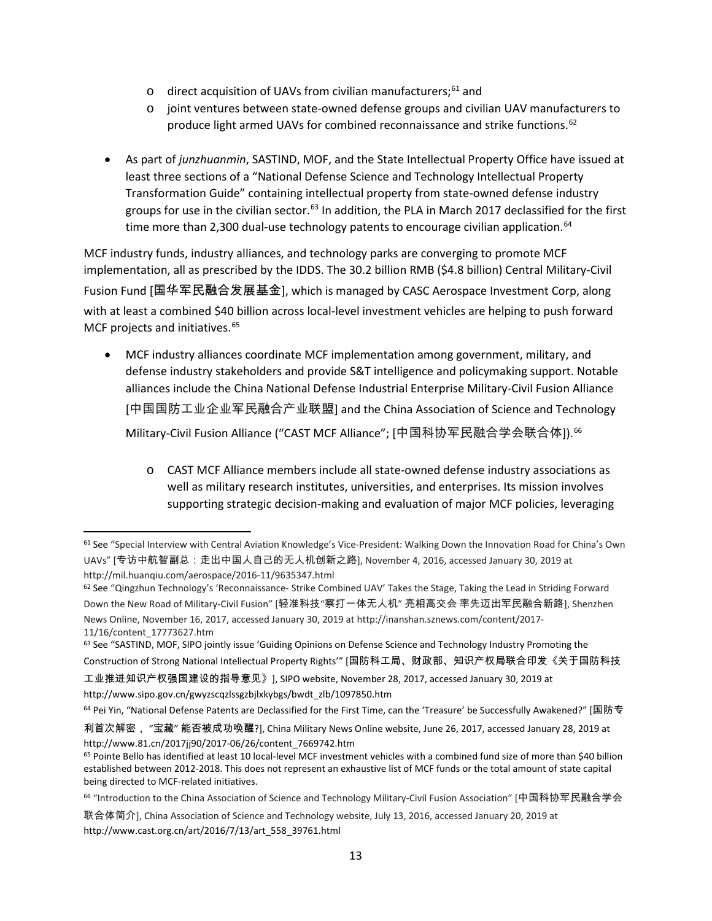- direct acquisition of UAVs from civilian manufacturers;[61] and
    - joint ventures between state-owned defense groups and civilian UAV manufacturers to produce light armed UAVs for combined reconnaissance and strike functions.[62]

- As part of *junzhuanmin*, SASTIND, MOF, and the State Intellectual Property Office have issued at least three sections of a "National Defense Science and Technology Intellectual Property Transformation Guide" containing intellectual property from state-owned defense industry groups for use in the civilian sector.[63] In addition, the PLA in March 2017 declassified for the first time more than 2,300 dual-use technology patents to encourage civilian application.[64]

MCF industry funds, industry alliances, and technology parks are converging to promote MCF implementation, all as prescribed by the IDDS. The 30.2 billion RMB ($4.8 billion) Central Military-Civil Fusion Fund [国华军民融合发展基金], which is managed by CASC Aerospace Investment Corp, along with at least a combined $40 billion across local-level investment vehicles are helping to push forward MCF projects and initiatives.[65]

- MCF industry alliances coordinate MCF implementation among government, military, and defense industry stakeholders and provide S&T intelligence and policymaking support. Notable alliances include the China National Defense Industrial Enterprise Military-Civil Fusion Alliance [中国国防工业企业军民融合产业联盟] and the China Association of Science and Technology Military-Civil Fusion Alliance ("CAST MCF Alliance"; [中国科协军民融合学会联合体]).[66]
    - CAST MCF Alliance members include all state-owned defense industry associations as well as military research institutes, universities, and enterprises. Its mission involves supporting strategic decision-making and evaluation of major MCF policies, leveraging

---

[61] See "Special Interview with Central Aviation Knowledge's Vice-President: Walking Down the Innovation Road for China's Own UAVs" [专访中航智副总：走出中国人自己的无人机创新之路], November 4, 2016, accessed January 30, 2019 at http://mil.huanqiu.com/aerospace/2016-11/9635347.html

[62] See "Qingzhun Technology's 'Reconnaissance- Strike Combined UAV' Takes the Stage, Taking the Lead in Striding Forward Down the New Road of Military-Civil Fusion" [轻准科技"察打一体无人机" 亮相高交会 率先迈出军民融合新路], Shenzhen News Online, November 16, 2017, accessed January 30, 2019 at http://inanshan.sznews.com/content/2017-11/16/content_17773627.htm

[63] See "SASTIND, MOF, SIPO jointly issue 'Guiding Opinions on Defense Science and Technology Industry Promoting the Construction of Strong National Intellectual Property Rights'" [国防科工局、财政部、知识产权局联合印发《关于国防科技工业推进知识产权强国建设的指导意见》], SIPO website, November 28, 2017, accessed January 30, 2019 at http://www.sipo.gov.cn/gwyzscqzlssgzbjlxkybgs/bwdt_zlb/1097850.htm

[64] Pei Yin, "National Defense Patents are Declassified for the First Time, can the 'Treasure' be Successfully Awakened?" [国防专利首次解密，"宝藏" 能否被成功唤醒?], China Military News Online website, June 26, 2017, accessed January 28, 2019 at http://www.81.cn/2017jj90/2017-06/26/content_7669742.htm

[65] Pointe Bello has identified at least 10 local-level MCF investment vehicles with a combined fund size of more than $40 billion established between 2012-2018. This does not represent an exhaustive list of MCF funds or the total amount of state capital being directed to MCF-related initiatives.

[66] "Introduction to the China Association of Science and Technology Military-Civil Fusion Association" [中国科协军民融合学会联合体简介], China Association of Science and Technology website, July 13, 2016, accessed January 20, 2019 at http://www.cast.org.cn/art/2016/7/13/art_558_39761.html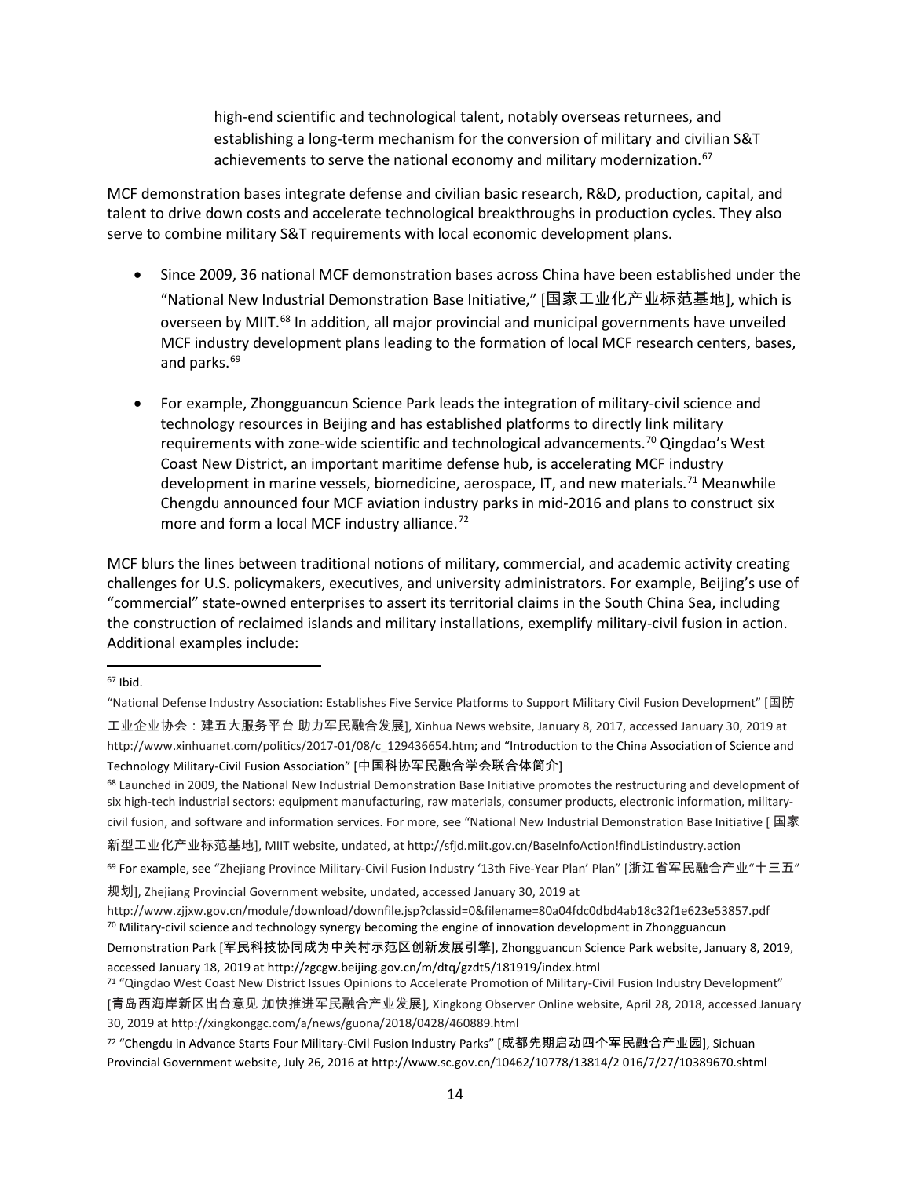high-end scientific and technological talent, notably overseas returnees, and establishing a long-term mechanism for the conversion of military and civilian S&T achievements to serve the national economy and military modernization.[67]

MCF demonstration bases integrate defense and civilian basic research, R&D, production, capital, and talent to drive down costs and accelerate technological breakthroughs in production cycles. They also serve to combine military S&T requirements with local economic development plans.

- Since 2009, 36 national MCF demonstration bases across China have been established under the "National New Industrial Demonstration Base Initiative," [国家工业化产业标范基地], which is overseen by MIIT.[68] In addition, all major provincial and municipal governments have unveiled MCF industry development plans leading to the formation of local MCF research centers, bases, and parks.[69]

- For example, Zhongguancun Science Park leads the integration of military-civil science and technology resources in Beijing and has established platforms to directly link military requirements with zone-wide scientific and technological advancements.[70] Qingdao's West Coast New District, an important maritime defense hub, is accelerating MCF industry development in marine vessels, biomedicine, aerospace, IT, and new materials.[71] Meanwhile Chengdu announced four MCF aviation industry parks in mid-2016 and plans to construct six more and form a local MCF industry alliance.[72]

MCF blurs the lines between traditional notions of military, commercial, and academic activity creating challenges for U.S. policymakers, executives, and university administrators. For example, Beijing's use of "commercial" state-owned enterprises to assert its territorial claims in the South China Sea, including the construction of reclaimed islands and military installations, exemplify military-civil fusion in action. Additional examples include:

---

[67] Ibid.

"National Defense Industry Association: Establishes Five Service Platforms to Support Military Civil Fusion Development" [国防工业企业协会：建五大服务平台 助力军民融合发展], Xinhua News website, January 8, 2017, accessed January 30, 2019 at http://www.xinhuanet.com/politics/2017-01/08/c_129436654.htm; and "Introduction to the China Association of Science and Technology Military-Civil Fusion Association" [中国科协军民融合学会联合体简介]

[68] Launched in 2009, the National New Industrial Demonstration Base Initiative promotes the restructuring and development of six high-tech industrial sectors: equipment manufacturing, raw materials, consumer products, electronic information, military-civil fusion, and software and information services. For more, see "National New Industrial Demonstration Base Initiative [ 国家新型工业化产业标范基地], MIIT website, undated, at http://sfjd.miit.gov.cn/BaseInfoAction!findListindustry.action

[69] For example, see "Zhejiang Province Military-Civil Fusion Industry '13th Five-Year Plan' Plan" [浙江省军民融合产业"十三五"规划], Zhejiang Provincial Government website, undated, accessed January 30, 2019 at http://www.zjjxw.gov.cn/module/download/downfile.jsp?classid=0&filename=80a04fdc0dbd4ab18c32f1e623e53857.pdf

[70] Military-civil science and technology synergy becoming the engine of innovation development in Zhongguancun Demonstration Park [军民科技协同成为中关村示范区创新发展引擎], Zhongguancun Science Park website, January 8, 2019, accessed January 18, 2019 at http://zgcgw.beijing.gov.cn/m/dtq/gzdt5/181919/index.html

[71] "Qingdao West Coast New District Issues Opinions to Accelerate Promotion of Military-Civil Fusion Industry Development" [青岛西海岸新区出台意见 加快推进军民融合产业发展], Xingkong Observer Online website, April 28, 2018, accessed January 30, 2019 at http://xingkonggc.com/a/news/guona/2018/0428/460889.html

[72] "Chengdu in Advance Starts Four Military-Civil Fusion Industry Parks" [成都先期启动四个军民融合产业园], Sichuan Provincial Government website, July 26, 2016 at http://www.sc.gov.cn/10462/10778/13814/2 016/7/27/10389670.shtml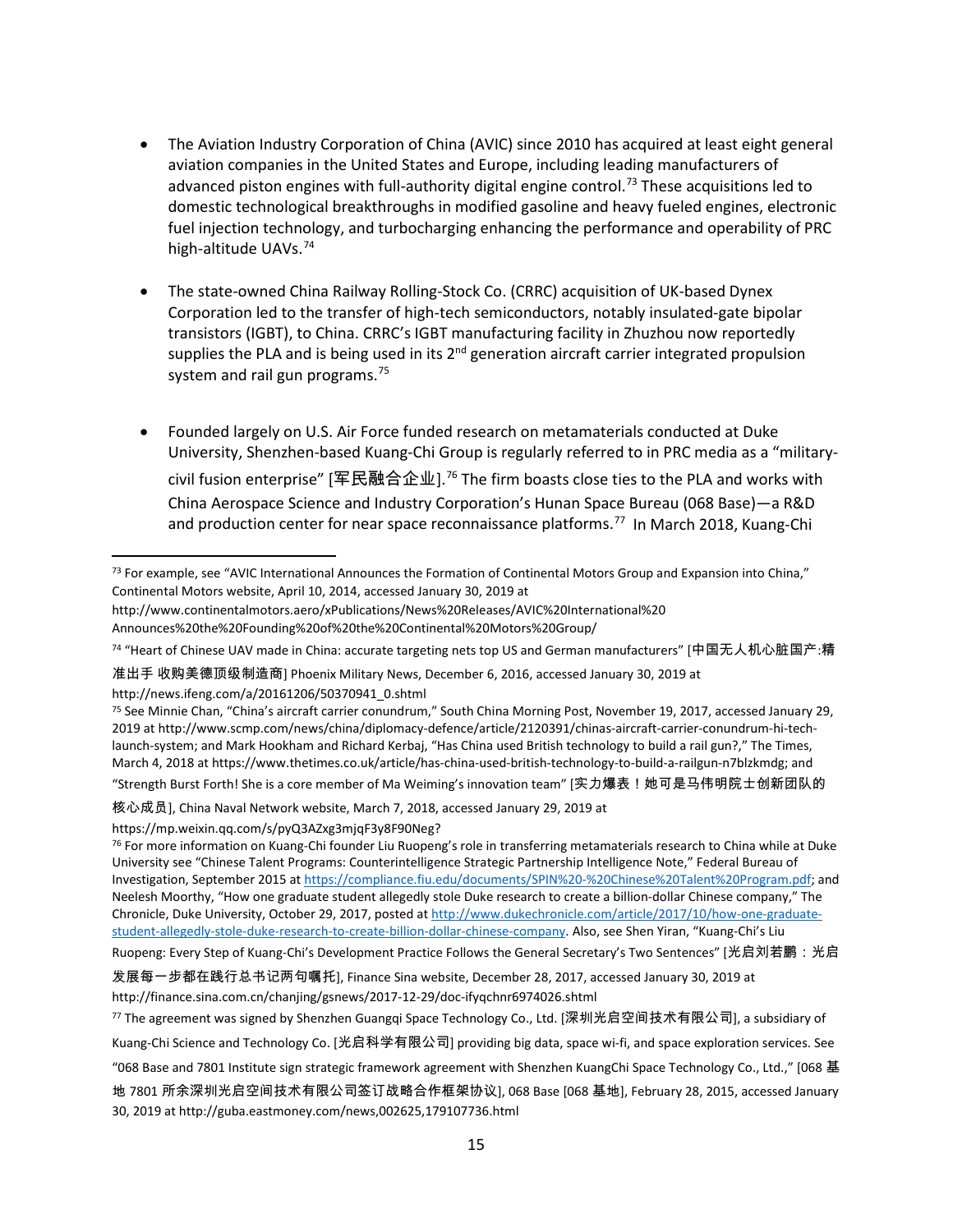- The Aviation Industry Corporation of China (AVIC) since 2010 has acquired at least eight general aviation companies in the United States and Europe, including leading manufacturers of advanced piston engines with full-authority digital engine control.[73] These acquisitions led to domestic technological breakthroughs in modified gasoline and heavy fueled engines, electronic fuel injection technology, and turbocharging enhancing the performance and operability of PRC high-altitude UAVs.[74]

- The state-owned China Railway Rolling-Stock Co. (CRRC) acquisition of UK-based Dynex Corporation led to the transfer of high-tech semiconductors, notably insulated-gate bipolar transistors (IGBT), to China. CRRC's IGBT manufacturing facility in Zhuzhou now reportedly supplies the PLA and is being used in its 2nd generation aircraft carrier integrated propulsion system and rail gun programs.[75]

- Founded largely on U.S. Air Force funded research on metamaterials conducted at Duke University, Shenzhen-based Kuang-Chi Group is regularly referred to in PRC media as a "military-civil fusion enterprise" [军民融合企业].[76] The firm boasts close ties to the PLA and works with China Aerospace Science and Industry Corporation's Hunan Space Bureau (068 Base)—a R&D and production center for near space reconnaissance platforms.[77] In March 2018, Kuang-Chi

---

[73] For example, see "AVIC International Announces the Formation of Continental Motors Group and Expansion into China," Continental Motors website, April 10, 2014, accessed January 30, 2019 at http://www.continentalmotors.aero/xPublications/News%20Releases/AVIC%20International%20Announces%20the%20Founding%20of%20the%20Continental%20Motors%20Group/

[74] "Heart of Chinese UAV made in China: accurate targeting nets top US and German manufacturers" [中国无人机心脏国产:精准出手 收购美德顶级制造商] Phoenix Military News, December 6, 2016, accessed January 30, 2019 at http://news.ifeng.com/a/20161206/50370941_0.shtml

[75] See Minnie Chan, "China's aircraft carrier conundrum," South China Morning Post, November 19, 2017, accessed January 29, 2019 at http://www.scmp.com/news/china/diplomacy-defence/article/2120391/chinas-aircraft-carrier-conundrum-hi-tech-launch-system; and Mark Hookham and Richard Kerbaj, "Has China used British technology to build a rail gun?," The Times, March 4, 2018 at https://www.thetimes.co.uk/article/has-china-used-british-technology-to-build-a-railgun-n7blzkmdg; and "Strength Burst Forth! She is a core member of Ma Weiming's innovation team" [实力爆表！她可是马伟明院士创新团队的核心成员], China Naval Network website, March 7, 2018, accessed January 29, 2019 at https://mp.weixin.qq.com/s/pyQ3AZxg3mjqF3y8F90Neg?

[76] For more information on Kuang-Chi founder Liu Ruopeng's role in transferring metamaterials research to China while at Duke University see "Chinese Talent Programs: Counterintelligence Strategic Partnership Intelligence Note," Federal Bureau of Investigation, September 2015 at https://compliance.fiu.edu/documents/SPIN%20-%20Chinese%20Talent%20Program.pdf; and Neelesh Moorthy, "How one graduate student allegedly stole Duke research to create a billion-dollar Chinese company," The Chronicle, Duke University, October 29, 2017, posted at http://www.dukechronicle.com/article/2017/10/how-one-graduate-student-allegedly-stole-duke-research-to-create-billion-dollar-chinese-company. Also, see Shen Yiran, "Kuang-Chi's Liu Ruopeng: Every Step of Kuang-Chi's Development Practice Follows the General Secretary's Two Sentences" [光启刘若鹏：光启发展每一步都在践行总书记两句嘱托], Finance Sina website, December 28, 2017, accessed January 30, 2019 at http://finance.sina.com.cn/chanjing/gsnews/2017-12-29/doc-ifyqchnr6974026.shtml

[77] The agreement was signed by Shenzhen Guangqi Space Technology Co., Ltd. [深圳光启空间技术有限公司], a subsidiary of Kuang-Chi Science and Technology Co. [光启科学有限公司] providing big data, space wi-fi, and space exploration services. See "068 Base and 7801 Institute sign strategic framework agreement with Shenzhen KuangChi Space Technology Co., Ltd.," [068 基地 7801 所余深圳光启空间技术有限公司签订战略合作框架协议], 068 Base [068 基地], February 28, 2015, accessed January 30, 2019 at http://guba.eastmoney.com/news,002625,179107736.html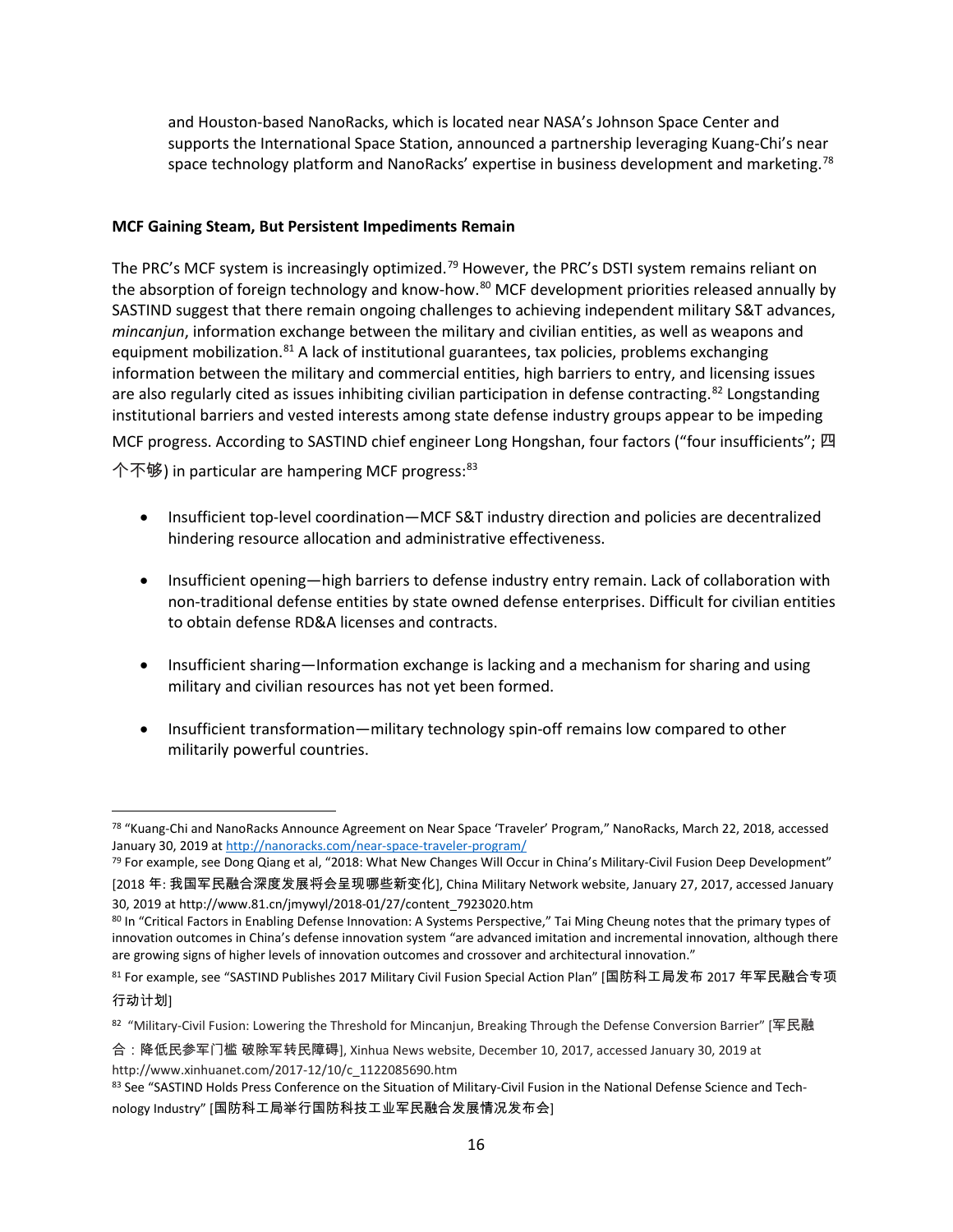and Houston-based NanoRacks, which is located near NASA's Johnson Space Center and supports the International Space Station, announced a partnership leveraging Kuang-Chi's near space technology platform and NanoRacks' expertise in business development and marketing.[78]

**MCF Gaining Steam, But Persistent Impediments Remain**

The PRC's MCF system is increasingly optimized.[79] However, the PRC's DSTI system remains reliant on the absorption of foreign technology and know-how.[80] MCF development priorities released annually by SASTIND suggest that there remain ongoing challenges to achieving independent military S&T advances, *mincanjun*, information exchange between the military and civilian entities, as well as weapons and equipment mobilization.[81] A lack of institutional guarantees, tax policies, problems exchanging information between the military and commercial entities, high barriers to entry, and licensing issues are also regularly cited as issues inhibiting civilian participation in defense contracting.[82] Longstanding institutional barriers and vested interests among state defense industry groups appear to be impeding MCF progress. According to SASTIND chief engineer Long Hongshan, four factors ("four insufficients"; 四个不够) in particular are hampering MCF progress:[83]

- Insufficient top-level coordination—MCF S&T industry direction and policies are decentralized hindering resource allocation and administrative effectiveness.
- Insufficient opening—high barriers to defense industry entry remain. Lack of collaboration with non-traditional defense entities by state owned defense enterprises. Difficult for civilian entities to obtain defense RD&A licenses and contracts.
- Insufficient sharing—Information exchange is lacking and a mechanism for sharing and using military and civilian resources has not yet been formed.
- Insufficient transformation—military technology spin-off remains low compared to other militarily powerful countries.

---

[78] "Kuang-Chi and NanoRacks Announce Agreement on Near Space 'Traveler' Program," NanoRacks, March 22, 2018, accessed January 30, 2019 at http://nanoracks.com/near-space-traveler-program/

[79] For example, see Dong Qiang et al, "2018: What New Changes Will Occur in China's Military-Civil Fusion Deep Development" [2018 年: 我国军民融合深度发展将会呈现哪些新变化], China Military Network website, January 27, 2017, accessed January 30, 2019 at http://www.81.cn/jmywyl/2018-01/27/content_7923020.htm

[80] In "Critical Factors in Enabling Defense Innovation: A Systems Perspective," Tai Ming Cheung notes that the primary types of innovation outcomes in China's defense innovation system "are advanced imitation and incremental innovation, although there are growing signs of higher levels of innovation outcomes and crossover and architectural innovation."

[81] For example, see "SASTIND Publishes 2017 Military Civil Fusion Special Action Plan" [国防科工局发布 2017 年军民融合专项行动计划]

[82] "Military-Civil Fusion: Lowering the Threshold for Mincanjun, Breaking Through the Defense Conversion Barrier" [军民融合：降低民参军门槛 破除军转民障碍], Xinhua News website, December 10, 2017, accessed January 30, 2019 at http://www.xinhuanet.com/2017-12/10/c_1122085690.htm

[83] See "SASTIND Holds Press Conference on the Situation of Military-Civil Fusion in the National Defense Science and Technology Industry" [国防科工局举行国防科技工业军民融合发展情况发布会]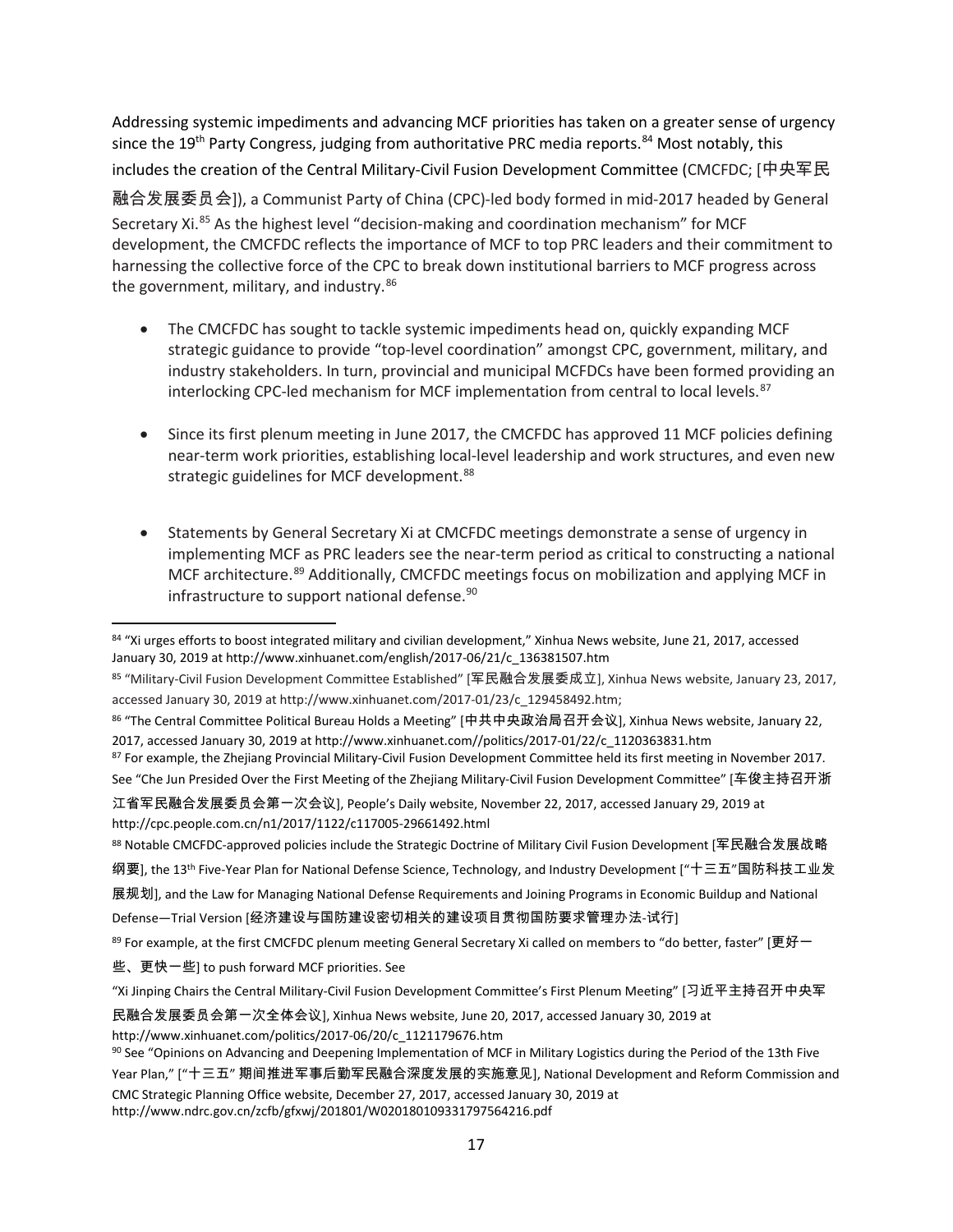Addressing systemic impediments and advancing MCF priorities has taken on a greater sense of urgency since the 19th Party Congress, judging from authoritative PRC media reports.[84] Most notably, this includes the creation of the Central Military-Civil Fusion Development Committee (CMCFDC; [中央军民融合发展委员会]), a Communist Party of China (CPC)-led body formed in mid-2017 headed by General Secretary Xi.[85] As the highest level "decision-making and coordination mechanism" for MCF development, the CMCFDC reflects the importance of MCF to top PRC leaders and their commitment to harnessing the collective force of the CPC to break down institutional barriers to MCF progress across the government, military, and industry.[86]

- The CMCFDC has sought to tackle systemic impediments head on, quickly expanding MCF strategic guidance to provide "top-level coordination" amongst CPC, government, military, and industry stakeholders. In turn, provincial and municipal MCFDCs have been formed providing an interlocking CPC-led mechanism for MCF implementation from central to local levels.[87]

- Since its first plenum meeting in June 2017, the CMCFDC has approved 11 MCF policies defining near-term work priorities, establishing local-level leadership and work structures, and even new strategic guidelines for MCF development.[88]

- Statements by General Secretary Xi at CMCFDC meetings demonstrate a sense of urgency in implementing MCF as PRC leaders see the near-term period as critical to constructing a national MCF architecture.[89] Additionally, CMCFDC meetings focus on mobilization and applying MCF in infrastructure to support national defense.[90]

---

[84] "Xi urges efforts to boost integrated military and civilian development," Xinhua News website, June 21, 2017, accessed January 30, 2019 at http://www.xinhuanet.com/english/2017-06/21/c_136381507.htm

[85] "Military-Civil Fusion Development Committee Established" [军民融合发展委成立], Xinhua News website, January 23, 2017, accessed January 30, 2019 at http://www.xinhuanet.com/2017-01/23/c_129458492.htm;

[86] "The Central Committee Political Bureau Holds a Meeting" [中共中央政治局召开会议], Xinhua News website, January 22, 2017, accessed January 30, 2019 at http://www.xinhuanet.com//politics/2017-01/22/c_1120363831.htm

[87] For example, the Zhejiang Provincial Military-Civil Fusion Development Committee held its first meeting in November 2017. See "Che Jun Presided Over the First Meeting of the Zhejiang Military-Civil Fusion Development Committee" [车俊主持召开浙江省军民融合发展委员会第一次会议], People's Daily website, November 22, 2017, accessed January 29, 2019 at http://cpc.people.com.cn/n1/2017/1122/c117005-29661492.html

[88] Notable CMCFDC-approved policies include the Strategic Doctrine of Military Civil Fusion Development [军民融合发展战略纲要], the 13th Five-Year Plan for National Defense Science, Technology, and Industry Development ["十三五"国防科技工业发展规划], and the Law for Managing National Defense Requirements and Joining Programs in Economic Buildup and National Defense—Trial Version [经济建设与国防建设密切相关的建设项目贯彻国防要求管理办法-试行]

[89] For example, at the first CMCFDC plenum meeting General Secretary Xi called on members to "do better, faster" [更好一些、更快一些] to push forward MCF priorities. See "Xi Jinping Chairs the Central Military-Civil Fusion Development Committee's First Plenum Meeting" [习近平主持召开中央军民融合发展委员会第一次全体会议], Xinhua News website, June 20, 2017, accessed January 30, 2019 at http://www.xinhuanet.com/politics/2017-06/20/c_1121179676.htm

[90] See "Opinions on Advancing and Deepening Implementation of MCF in Military Logistics during the Period of the 13th Five Year Plan," ["十三五" 期间推进军事后勤军民融合深度发展的实施意见], National Development and Reform Commission and CMC Strategic Planning Office website, December 27, 2017, accessed January 30, 2019 at http://www.ndrc.gov.cn/zcfb/gfxwj/201801/W020180109331797564216.pdf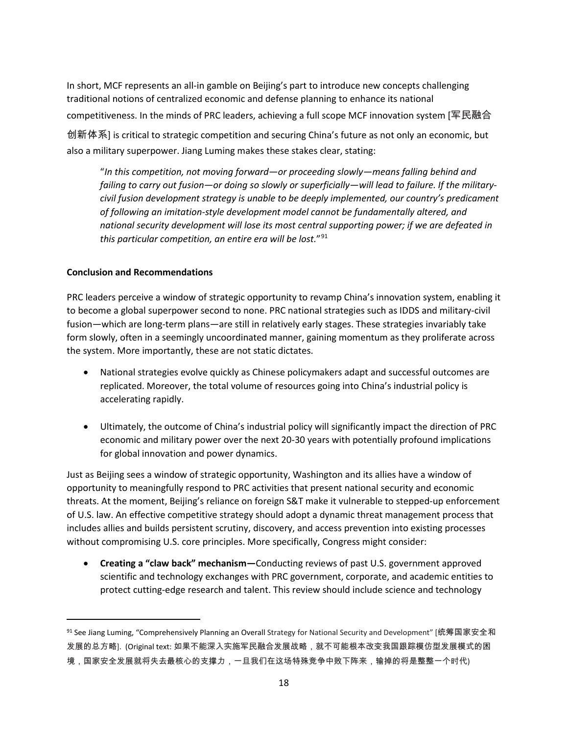In short, MCF represents an all-in gamble on Beijing's part to introduce new concepts challenging traditional notions of centralized economic and defense planning to enhance its national competitiveness. In the minds of PRC leaders, achieving a full scope MCF innovation system [军民融合创新体系] is critical to strategic competition and securing China's future as not only an economic, but also a military superpower. Jiang Luming makes these stakes clear, stating:

> "*In this competition, not moving forward—or proceeding slowly—means falling behind and failing to carry out fusion—or doing so slowly or superficially—will lead to failure. If the military-civil fusion development strategy is unable to be deeply implemented, our country's predicament of following an imitation-style development model cannot be fundamentally altered, and national security development will lose its most central supporting power; if we are defeated in this particular competition, an entire era will be lost.*"[91]

**Conclusion and Recommendations**

PRC leaders perceive a window of strategic opportunity to revamp China's innovation system, enabling it to become a global superpower second to none. PRC national strategies such as IDDS and military-civil fusion—which are long-term plans—are still in relatively early stages. These strategies invariably take form slowly, often in a seemingly uncoordinated manner, gaining momentum as they proliferate across the system. More importantly, these are not static dictates.

- National strategies evolve quickly as Chinese policymakers adapt and successful outcomes are replicated. Moreover, the total volume of resources going into China's industrial policy is accelerating rapidly.
- Ultimately, the outcome of China's industrial policy will significantly impact the direction of PRC economic and military power over the next 20-30 years with potentially profound implications for global innovation and power dynamics.

Just as Beijing sees a window of strategic opportunity, Washington and its allies have a window of opportunity to meaningfully respond to PRC activities that present national security and economic threats. At the moment, Beijing's reliance on foreign S&T make it vulnerable to stepped-up enforcement of U.S. law. An effective competitive strategy should adopt a dynamic threat management process that includes allies and builds persistent scrutiny, discovery, and access prevention into existing processes without compromising U.S. core principles. More specifically, Congress might consider:

- **Creating a "claw back" mechanism—**Conducting reviews of past U.S. government approved scientific and technology exchanges with PRC government, corporate, and academic entities to protect cutting-edge research and talent. This review should include science and technology

---

[91] See Jiang Luming, "Comprehensively Planning an Overall Strategy for National Security and Development" [统筹国家安全和发展的总方略]. (Original text: 如果不能深入实施军民融合发展战略，就不可能根本改变我国跟踪模仿型发展模式的困境，国家安全发展就将失去最核心的支撑力，一旦我们在这场特殊竞争中败下阵来，输掉的将是整整一个时代)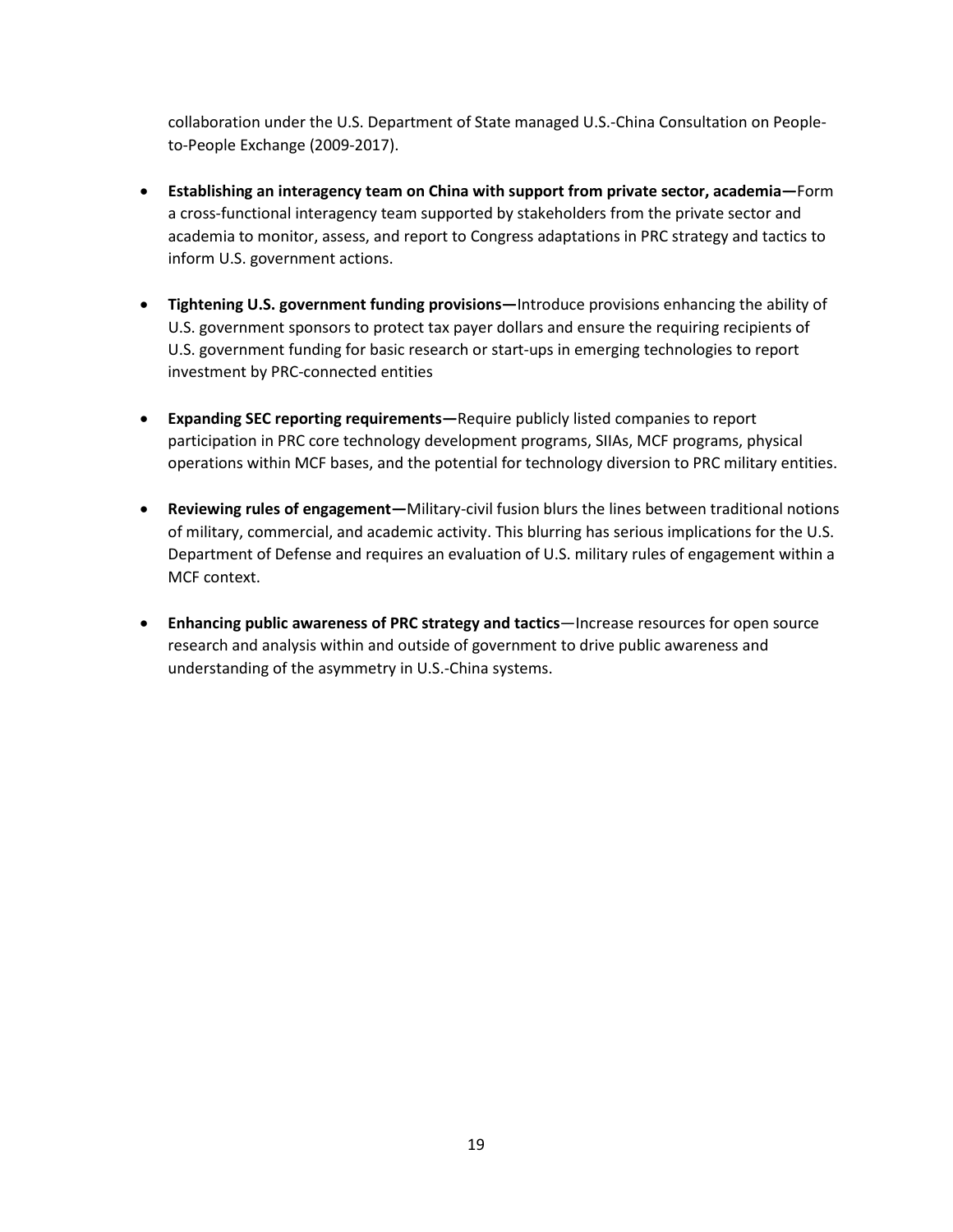collaboration under the U.S. Department of State managed U.S.-China Consultation on People-to-People Exchange (2009-2017).

- **Establishing an interagency team on China with support from private sector, academia—**Form a cross-functional interagency team supported by stakeholders from the private sector and academia to monitor, assess, and report to Congress adaptations in PRC strategy and tactics to inform U.S. government actions.

- **Tightening U.S. government funding provisions—**Introduce provisions enhancing the ability of U.S. government sponsors to protect tax payer dollars and ensure the requiring recipients of U.S. government funding for basic research or start-ups in emerging technologies to report investment by PRC-connected entities

- **Expanding SEC reporting requirements—**Require publicly listed companies to report participation in PRC core technology development programs, SIIAs, MCF programs, physical operations within MCF bases, and the potential for technology diversion to PRC military entities.

- **Reviewing rules of engagement—**Military-civil fusion blurs the lines between traditional notions of military, commercial, and academic activity. This blurring has serious implications for the U.S. Department of Defense and requires an evaluation of U.S. military rules of engagement within a MCF context.

- **Enhancing public awareness of PRC strategy and tactics**—Increase resources for open source research and analysis within and outside of government to drive public awareness and understanding of the asymmetry in U.S.-China systems.